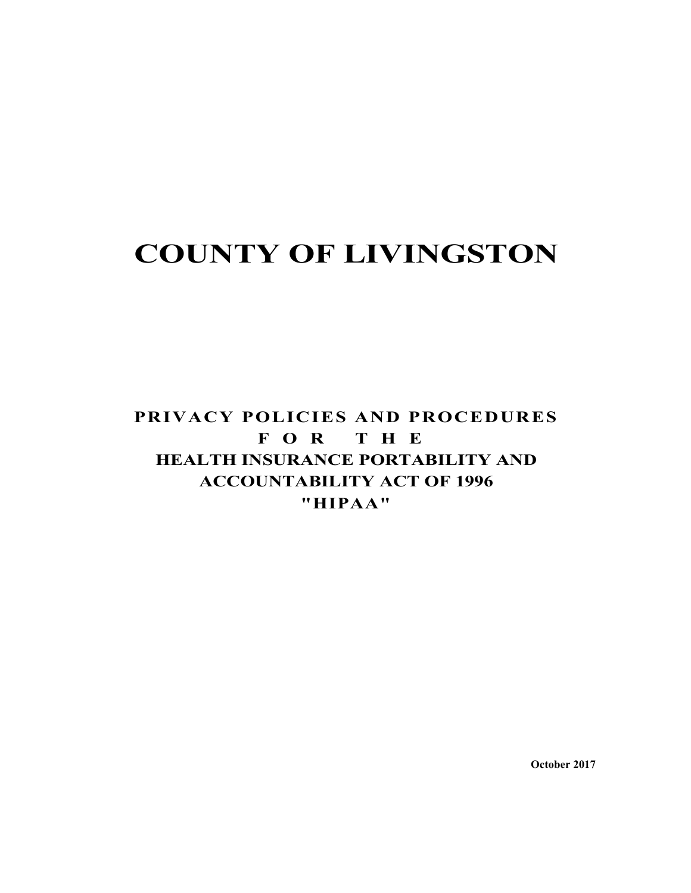# COUNTY OF LIVINGSTON

## PRIVACY POLICIES AND PROCEDURES FOR THE HEALTH INSURANCE PORTABILITY AND ACCOUNTABILITY ACT OF 1996 "HIPAA"

**October 2017**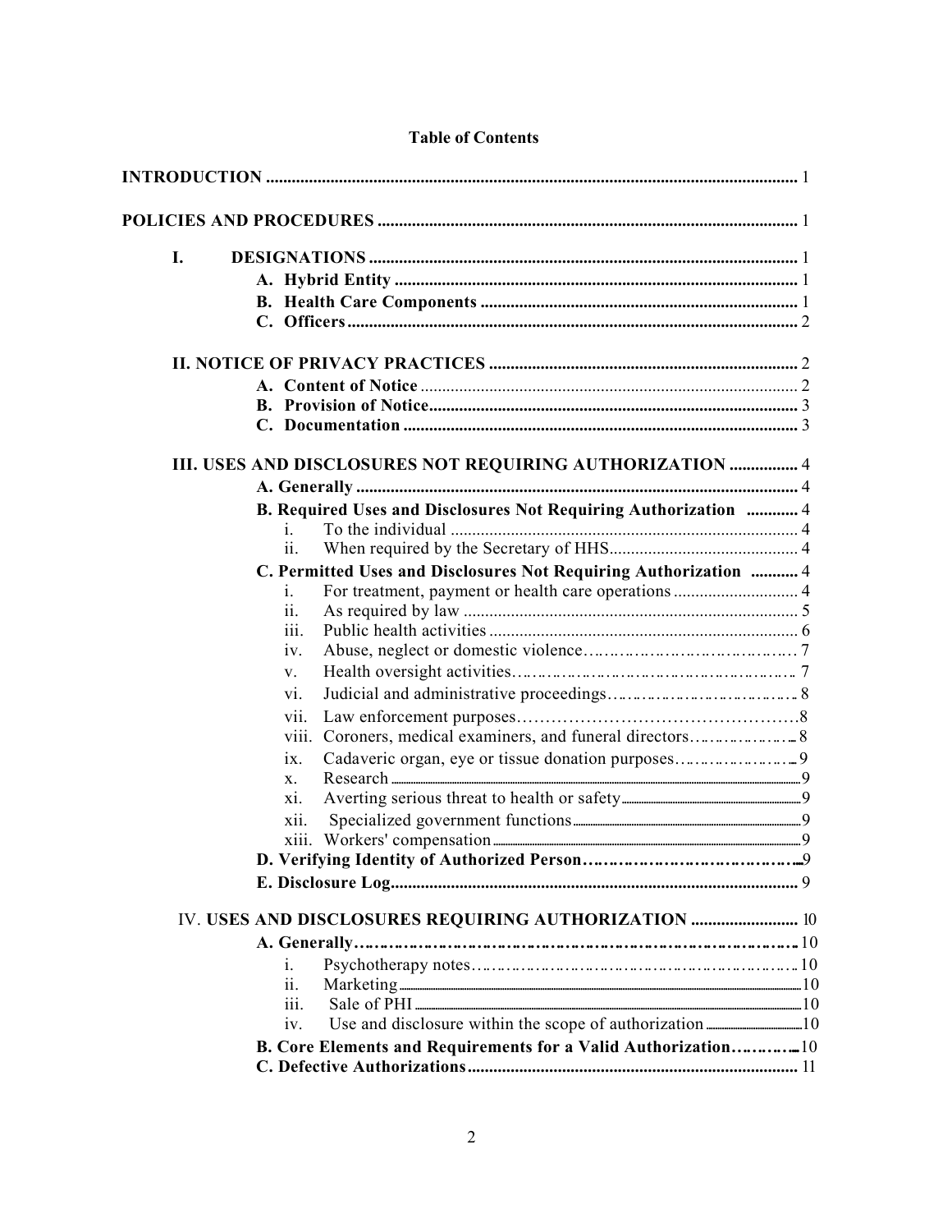**Table of Contents**

**INTRODUCTION** ........ 1

**POLICIES AND PROCEDURES** ........ 1

- **I. DESIGNATIONS** ........ 1
  - **A. Hybrid Entity** ........ 1
  - **B. Health Care Components** ........ 1
  - **C. Officers** ........ 2

- **II. NOTICE OF PRIVACY PRACTICES** ........ 2
  - **A. Content of Notice** ........ 2
  - **B. Provision of Notice** ........ 3
  - **C. Documentation** ........ 3

- **III. USES AND DISCLOSURES NOT REQUIRING AUTHORIZATION** ........ 4
  - **A. Generally** ........ 4
  - **B. Required Uses and Disclosures Not Requiring Authorization** ........ 4
    - i. To the individual ........ 4
    - ii. When required by the Secretary of HHS ........ 4
  - **C. Permitted Uses and Disclosures Not Requiring Authorization** ........ 4
    - i. For treatment, payment or health care operations ........ 4
    - ii. As required by law ........ 5
    - iii. Public health activities ........ 6
    - iv. Abuse, neglect or domestic violence ........ 7
    - v. Health oversight activities ........ 7
    - vi. Judicial and administrative proceedings ........ 8
    - vii. Law enforcement purposes ........ 8
    - viii. Coroners, medical examiners, and funeral directors ........ 8
    - ix. Cadaveric organ, eye or tissue donation purposes ........ 9
    - x. Research ........ 9
    - xi. Averting serious threat to health or safety ........ 9
    - xii. Specialized government functions ........ 9
    - xiii. Workers' compensation ........ 9
  - **D. Verifying Identity of Authorized Person** ........ 9
  - **E. Disclosure Log** ........ 9

- IV. **USES AND DISCLOSURES REQUIRING AUTHORIZATION** ........ 10
  - **A. Generally** ........ 10
    - i. Psychotherapy notes ........ 10
    - ii. Marketing ........ 10
    - iii. Sale of PHI ........ 10
    - iv. Use and disclosure within the scope of authorization ........ 10
  - **B. Core Elements and Requirements for a Valid Authorization** ........ 10
  - **C. Defective Authorizations** ........ 11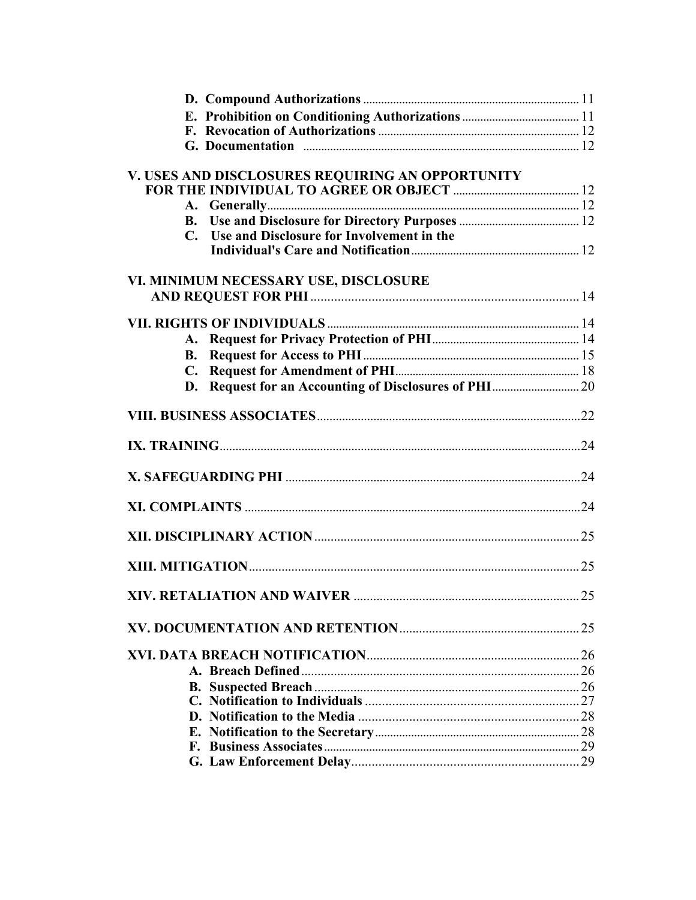- **D. Compound Authorizations** ........ 11
- **E. Prohibition on Conditioning Authorizations** ........ 11
- **F. Revocation of Authorizations** ........ 12
- **G. Documentation** ........ 12

**V. USES AND DISCLOSURES REQUIRING AN OPPORTUNITY FOR THE INDIVIDUAL TO AGREE OR OBJECT** ........ 12

- **A. Generally** ........ 12
- **B. Use and Disclosure for Directory Purposes** ........ 12
- **C. Use and Disclosure for Involvement in the Individual's Care and Notification** ........ 12

**VI. MINIMUM NECESSARY USE, DISCLOSURE AND REQUEST FOR PHI** ........ 14

**VII. RIGHTS OF INDIVIDUALS** ........ 14

- **A. Request for Privacy Protection of PHI** ........ 14
- **B. Request for Access to PHI** ........ 15
- **C. Request for Amendment of PHI** ........ 18
- **D. Request for an Accounting of Disclosures of PHI** ........ 20

**VIII. BUSINESS ASSOCIATES** ........ 22

**IX. TRAINING** ........ 24

**X. SAFEGUARDING PHI** ........ 24

**XI. COMPLAINTS** ........ 24

**XII. DISCIPLINARY ACTION** ........ 25

**XIII. MITIGATION** ........ 25

**XIV. RETALIATION AND WAIVER** ........ 25

**XV. DOCUMENTATION AND RETENTION** ........ 25

**XVI. DATA BREACH NOTIFICATION** ........ 26

- **A. Breach Defined** ........ 26
- **B. Suspected Breach** ........ 26
- **C. Notification to Individuals** ........ 27
- **D. Notification to the Media** ........ 28
- **E. Notification to the Secretary** ........ 28
- **F. Business Associates** ........ 29
- **G. Law Enforcement Delay** ........ 29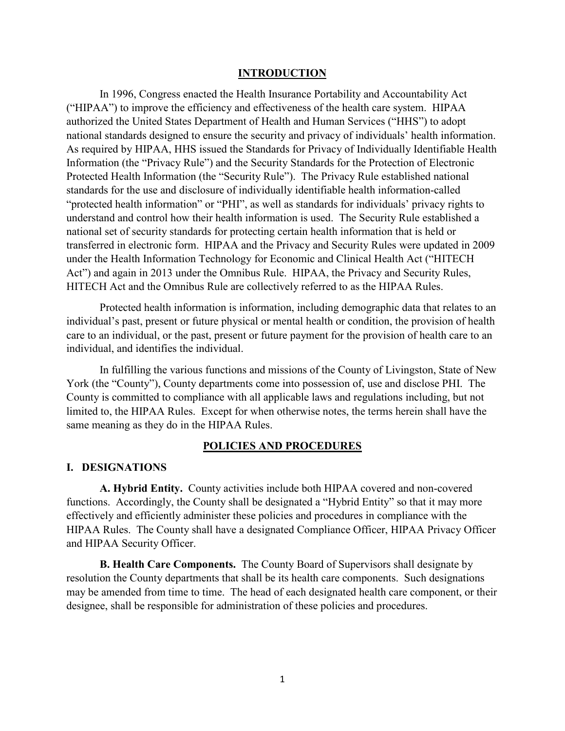## INTRODUCTION

In 1996, Congress enacted the Health Insurance Portability and Accountability Act ("HIPAA") to improve the efficiency and effectiveness of the health care system. HIPAA authorized the United States Department of Health and Human Services ("HHS") to adopt national standards designed to ensure the security and privacy of individuals' health information. As required by HIPAA, HHS issued the Standards for Privacy of Individually Identifiable Health Information (the "Privacy Rule") and the Security Standards for the Protection of Electronic Protected Health Information (the "Security Rule"). The Privacy Rule established national standards for the use and disclosure of individually identifiable health information-called "protected health information" or "PHI", as well as standards for individuals' privacy rights to understand and control how their health information is used. The Security Rule established a national set of security standards for protecting certain health information that is held or transferred in electronic form. HIPAA and the Privacy and Security Rules were updated in 2009 under the Health Information Technology for Economic and Clinical Health Act ("HITECH Act") and again in 2013 under the Omnibus Rule. HIPAA, the Privacy and Security Rules, HITECH Act and the Omnibus Rule are collectively referred to as the HIPAA Rules.

Protected health information is information, including demographic data that relates to an individual's past, present or future physical or mental health or condition, the provision of health care to an individual, or the past, present or future payment for the provision of health care to an individual, and identifies the individual.

In fulfilling the various functions and missions of the County of Livingston, State of New York (the "County"), County departments come into possession of, use and disclose PHI. The County is committed to compliance with all applicable laws and regulations including, but not limited to, the HIPAA Rules. Except for when otherwise notes, the terms herein shall have the same meaning as they do in the HIPAA Rules.

## POLICIES AND PROCEDURES

### I. DESIGNATIONS

**A. Hybrid Entity.** County activities include both HIPAA covered and non-covered functions. Accordingly, the County shall be designated a "Hybrid Entity" so that it may more effectively and efficiently administer these policies and procedures in compliance with the HIPAA Rules. The County shall have a designated Compliance Officer, HIPAA Privacy Officer and HIPAA Security Officer.

**B. Health Care Components.** The County Board of Supervisors shall designate by resolution the County departments that shall be its health care components. Such designations may be amended from time to time. The head of each designated health care component, or their designee, shall be responsible for administration of these policies and procedures.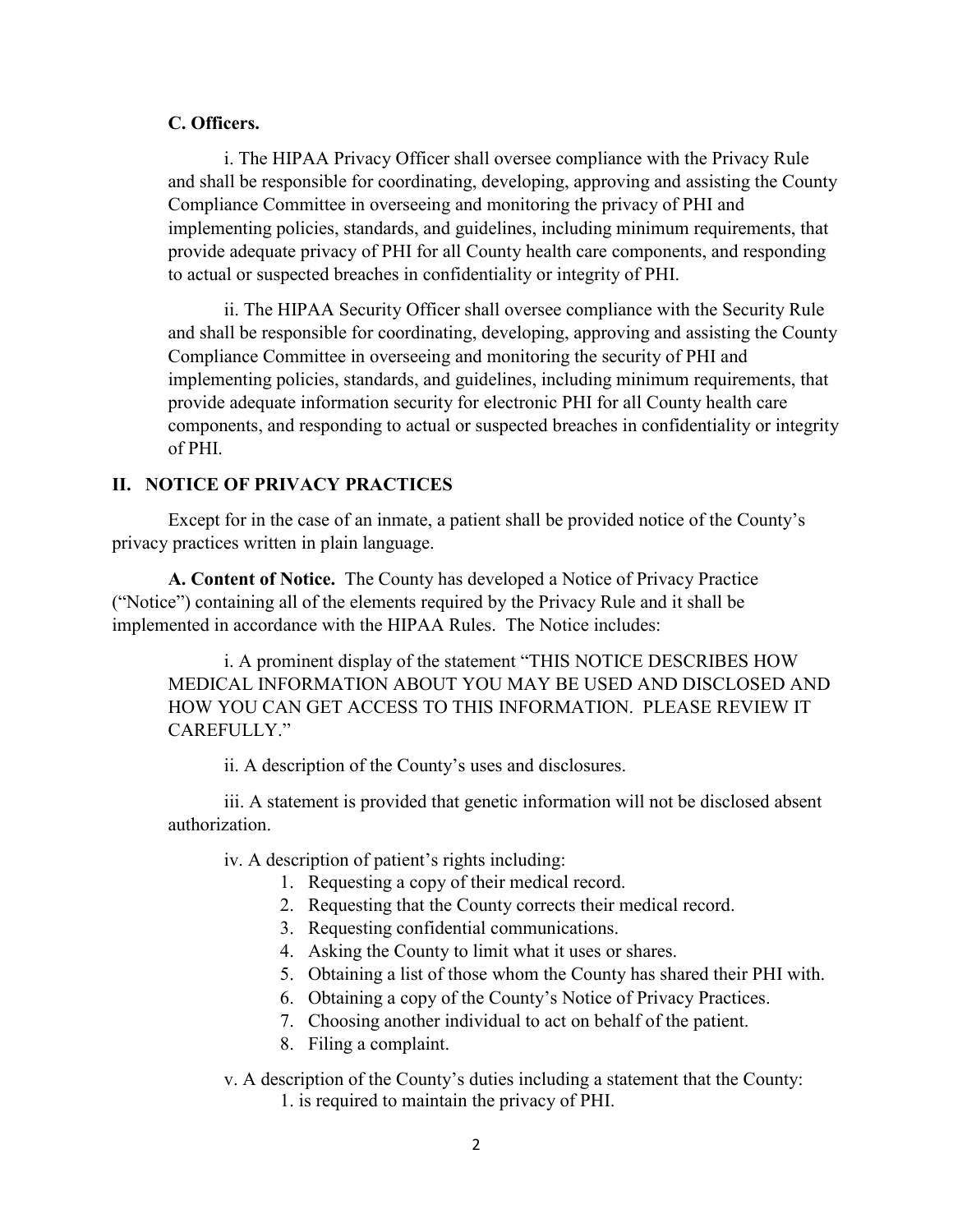**C. Officers.**

i. The HIPAA Privacy Officer shall oversee compliance with the Privacy Rule and shall be responsible for coordinating, developing, approving and assisting the County Compliance Committee in overseeing and monitoring the privacy of PHI and implementing policies, standards, and guidelines, including minimum requirements, that provide adequate privacy of PHI for all County health care components, and responding to actual or suspected breaches in confidentiality or integrity of PHI.

ii. The HIPAA Security Officer shall oversee compliance with the Security Rule and shall be responsible for coordinating, developing, approving and assisting the County Compliance Committee in overseeing and monitoring the security of PHI and implementing policies, standards, and guidelines, including minimum requirements, that provide adequate information security for electronic PHI for all County health care components, and responding to actual or suspected breaches in confidentiality or integrity of PHI.

## II. NOTICE OF PRIVACY PRACTICES

Except for in the case of an inmate, a patient shall be provided notice of the County's privacy practices written in plain language.

**A. Content of Notice.** The County has developed a Notice of Privacy Practice ("Notice") containing all of the elements required by the Privacy Rule and it shall be implemented in accordance with the HIPAA Rules. The Notice includes:

i. A prominent display of the statement "THIS NOTICE DESCRIBES HOW MEDICAL INFORMATION ABOUT YOU MAY BE USED AND DISCLOSED AND HOW YOU CAN GET ACCESS TO THIS INFORMATION. PLEASE REVIEW IT CAREFULLY."

ii. A description of the County's uses and disclosures.

iii. A statement is provided that genetic information will not be disclosed absent authorization.

iv. A description of patient's rights including:

1. Requesting a copy of their medical record.
2. Requesting that the County corrects their medical record.
3. Requesting confidential communications.
4. Asking the County to limit what it uses or shares.
5. Obtaining a list of those whom the County has shared their PHI with.
6. Obtaining a copy of the County's Notice of Privacy Practices.
7. Choosing another individual to act on behalf of the patient.
8. Filing a complaint.

v. A description of the County's duties including a statement that the County:

1. is required to maintain the privacy of PHI.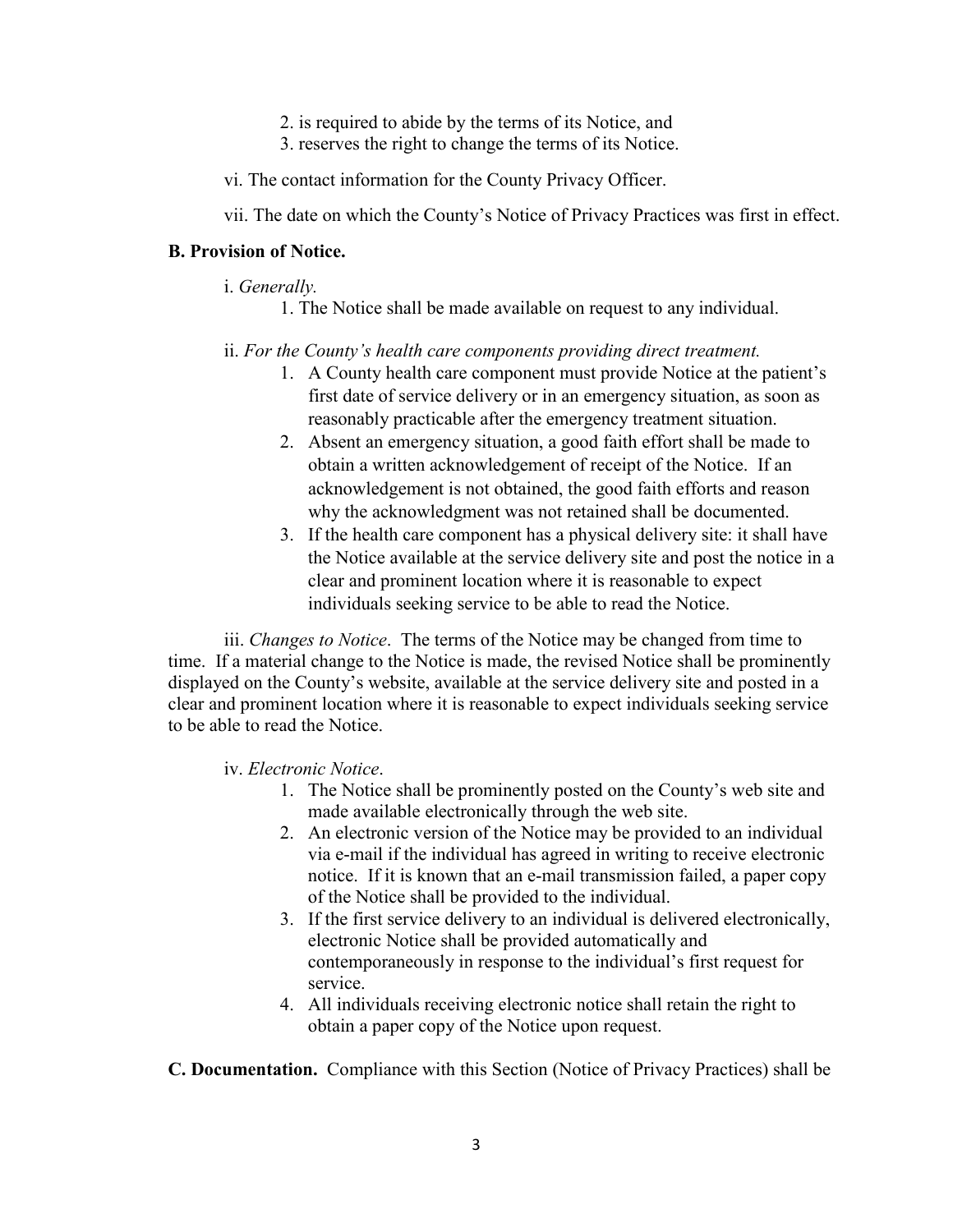2. is required to abide by the terms of its Notice, and
3. reserves the right to change the terms of its Notice.

vi. The contact information for the County Privacy Officer.

vii. The date on which the County's Notice of Privacy Practices was first in effect.

**B. Provision of Notice.**

i. *Generally.*

1. The Notice shall be made available on request to any individual.

ii. *For the County's health care components providing direct treatment.*

1. A County health care component must provide Notice at the patient's first date of service delivery or in an emergency situation, as soon as reasonably practicable after the emergency treatment situation.
2. Absent an emergency situation, a good faith effort shall be made to obtain a written acknowledgement of receipt of the Notice. If an acknowledgement is not obtained, the good faith efforts and reason why the acknowledgment was not retained shall be documented.
3. If the health care component has a physical delivery site: it shall have the Notice available at the service delivery site and post the notice in a clear and prominent location where it is reasonable to expect individuals seeking service to be able to read the Notice.

iii. *Changes to Notice*. The terms of the Notice may be changed from time to time. If a material change to the Notice is made, the revised Notice shall be prominently displayed on the County's website, available at the service delivery site and posted in a clear and prominent location where it is reasonable to expect individuals seeking service to be able to read the Notice.

iv. *Electronic Notice*.

1. The Notice shall be prominently posted on the County's web site and made available electronically through the web site.
2. An electronic version of the Notice may be provided to an individual via e-mail if the individual has agreed in writing to receive electronic notice. If it is known that an e-mail transmission failed, a paper copy of the Notice shall be provided to the individual.
3. If the first service delivery to an individual is delivered electronically, electronic Notice shall be provided automatically and contemporaneously in response to the individual's first request for service.
4. All individuals receiving electronic notice shall retain the right to obtain a paper copy of the Notice upon request.

**C. Documentation.** Compliance with this Section (Notice of Privacy Practices) shall be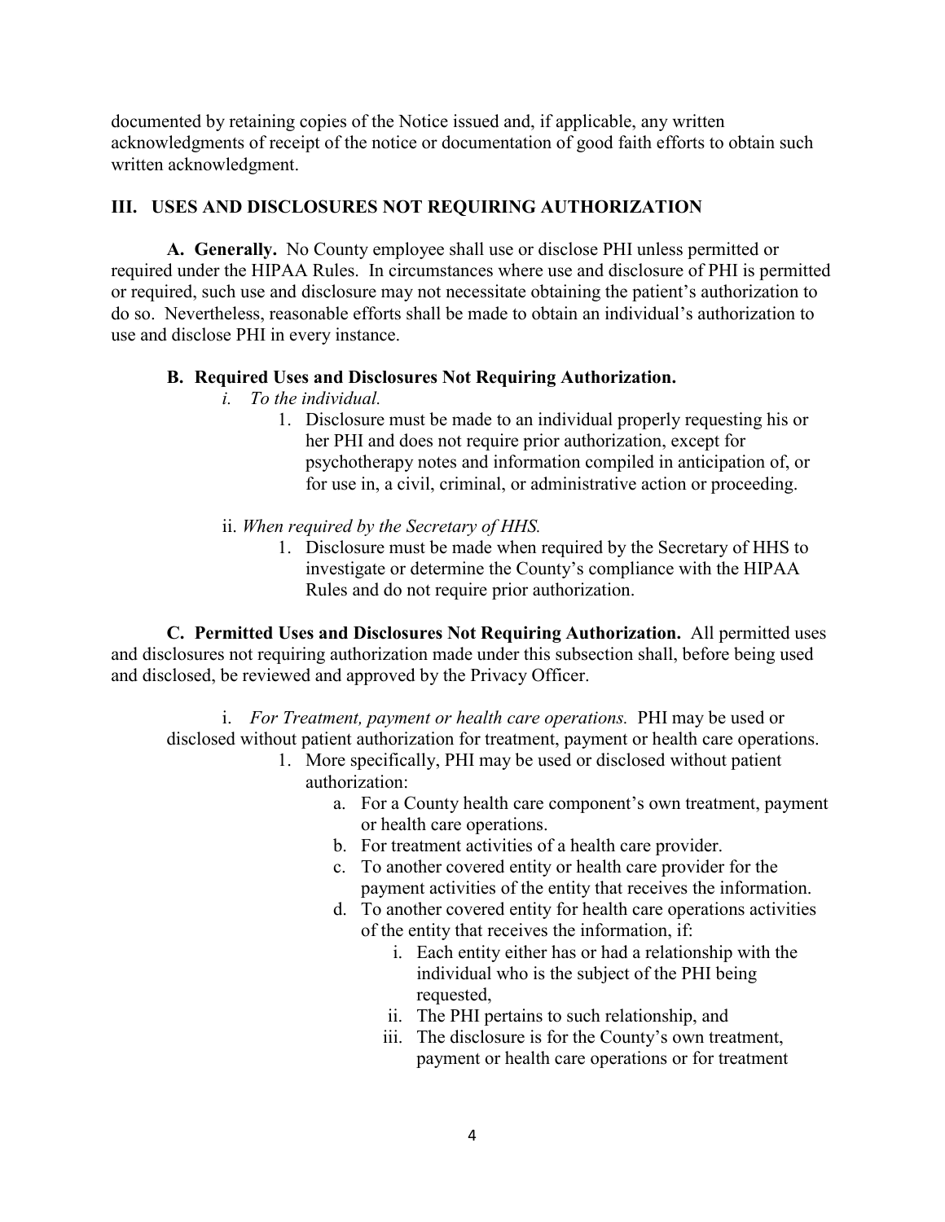documented by retaining copies of the Notice issued and, if applicable, any written acknowledgments of receipt of the notice or documentation of good faith efforts to obtain such written acknowledgment.

## III. USES AND DISCLOSURES NOT REQUIRING AUTHORIZATION

**A. Generally.** No County employee shall use or disclose PHI unless permitted or required under the HIPAA Rules. In circumstances where use and disclosure of PHI is permitted or required, such use and disclosure may not necessitate obtaining the patient's authorization to do so. Nevertheless, reasonable efforts shall be made to obtain an individual's authorization to use and disclose PHI in every instance.

**B. Required Uses and Disclosures Not Requiring Authorization.**

i. *To the individual.*

1. Disclosure must be made to an individual properly requesting his or her PHI and does not require prior authorization, except for psychotherapy notes and information compiled in anticipation of, or for use in, a civil, criminal, or administrative action or proceeding.

ii. *When required by the Secretary of HHS.*

1. Disclosure must be made when required by the Secretary of HHS to investigate or determine the County's compliance with the HIPAA Rules and do not require prior authorization.

**C. Permitted Uses and Disclosures Not Requiring Authorization.** All permitted uses and disclosures not requiring authorization made under this subsection shall, before being used and disclosed, be reviewed and approved by the Privacy Officer.

i. *For Treatment, payment or health care operations.* PHI may be used or disclosed without patient authorization for treatment, payment or health care operations.

1. More specifically, PHI may be used or disclosed without patient authorization:
   a. For a County health care component's own treatment, payment or health care operations.
   b. For treatment activities of a health care provider.
   c. To another covered entity or health care provider for the payment activities of the entity that receives the information.
   d. To another covered entity for health care operations activities of the entity that receives the information, if:
      i. Each entity either has or had a relationship with the individual who is the subject of the PHI being requested,
      ii. The PHI pertains to such relationship, and
      iii. The disclosure is for the County's own treatment, payment or health care operations or for treatment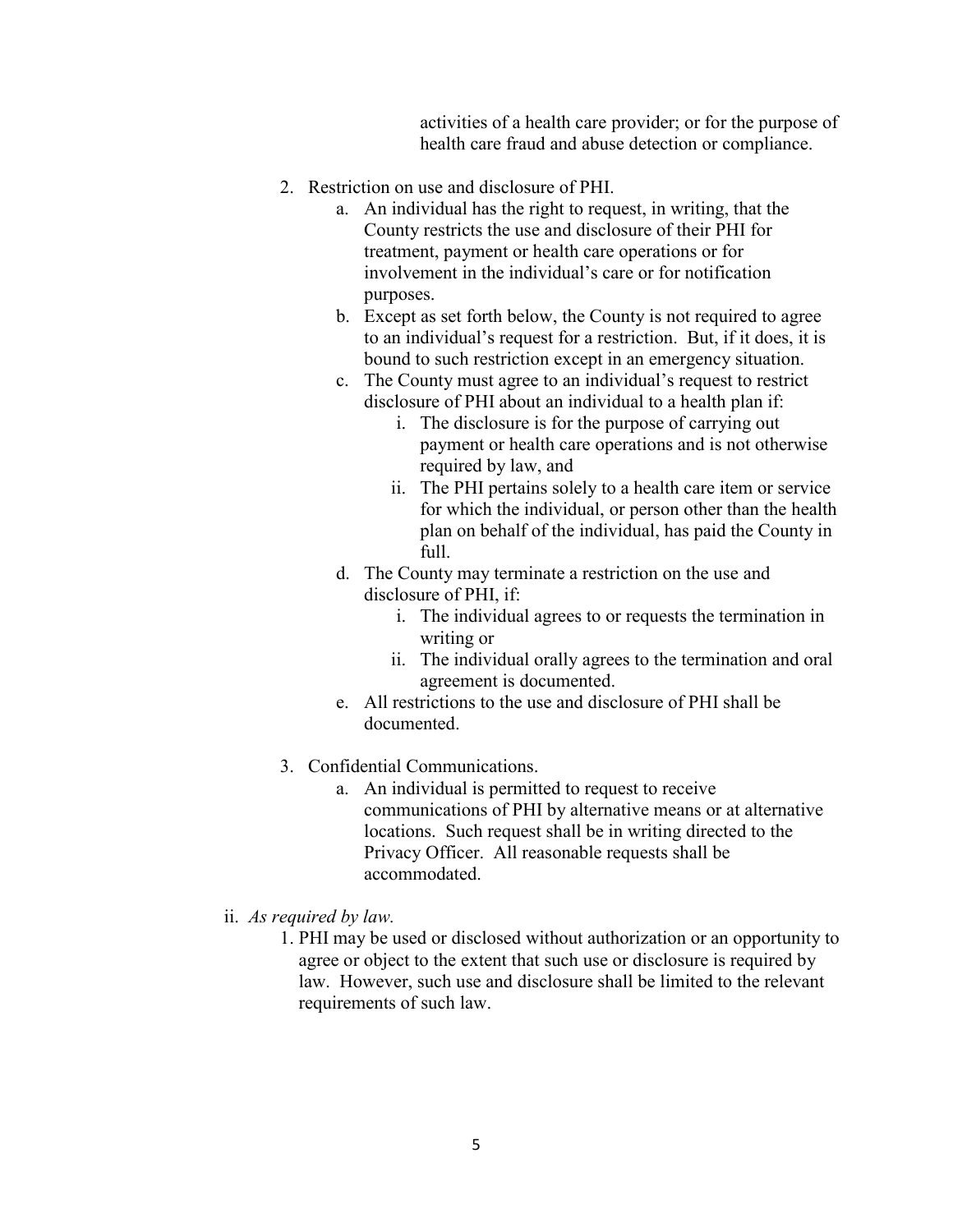activities of a health care provider; or for the purpose of health care fraud and abuse detection or compliance.

2. Restriction on use and disclosure of PHI.
    a. An individual has the right to request, in writing, that the County restricts the use and disclosure of their PHI for treatment, payment or health care operations or for involvement in the individual's care or for notification purposes.
    b. Except as set forth below, the County is not required to agree to an individual's request for a restriction. But, if it does, it is bound to such restriction except in an emergency situation.
    c. The County must agree to an individual's request to restrict disclosure of PHI about an individual to a health plan if:
        i. The disclosure is for the purpose of carrying out payment or health care operations and is not otherwise required by law, and
        ii. The PHI pertains solely to a health care item or service for which the individual, or person other than the health plan on behalf of the individual, has paid the County in full.
    d. The County may terminate a restriction on the use and disclosure of PHI, if:
        i. The individual agrees to or requests the termination in writing or
        ii. The individual orally agrees to the termination and oral agreement is documented.
    e. All restrictions to the use and disclosure of PHI shall be documented.

3. Confidential Communications.
    a. An individual is permitted to request to receive communications of PHI by alternative means or at alternative locations. Such request shall be in writing directed to the Privacy Officer. All reasonable requests shall be accommodated.

ii. *As required by law.*

1. PHI may be used or disclosed without authorization or an opportunity to agree or object to the extent that such use or disclosure is required by law. However, such use and disclosure shall be limited to the relevant requirements of such law.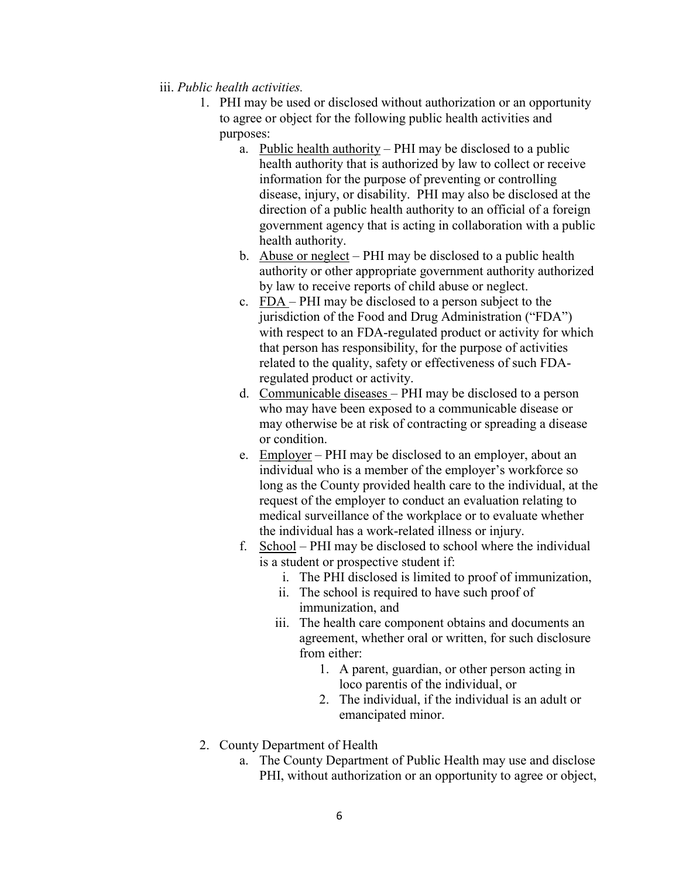iii. *Public health activities.*

1. PHI may be used or disclosed without authorization or an opportunity to agree or object for the following public health activities and purposes:
    a. Public health authority – PHI may be disclosed to a public health authority that is authorized by law to collect or receive information for the purpose of preventing or controlling disease, injury, or disability. PHI may also be disclosed at the direction of a public health authority to an official of a foreign government agency that is acting in collaboration with a public health authority.
    b. Abuse or neglect – PHI may be disclosed to a public health authority or other appropriate government authority authorized by law to receive reports of child abuse or neglect.
    c. FDA – PHI may be disclosed to a person subject to the jurisdiction of the Food and Drug Administration ("FDA") with respect to an FDA-regulated product or activity for which that person has responsibility, for the purpose of activities related to the quality, safety or effectiveness of such FDA-regulated product or activity.
    d. Communicable diseases – PHI may be disclosed to a person who may have been exposed to a communicable disease or may otherwise be at risk of contracting or spreading a disease or condition.
    e. Employer – PHI may be disclosed to an employer, about an individual who is a member of the employer's workforce so long as the County provided health care to the individual, at the request of the employer to conduct an evaluation relating to medical surveillance of the workplace or to evaluate whether the individual has a work-related illness or injury.
    f. School – PHI may be disclosed to school where the individual is a student or prospective student if:
        i. The PHI disclosed is limited to proof of immunization,
        ii. The school is required to have such proof of immunization, and
        iii. The health care component obtains and documents an agreement, whether oral or written, for such disclosure from either:
            1. A parent, guardian, or other person acting in loco parentis of the individual, or
            2. The individual, if the individual is an adult or emancipated minor.

2. County Department of Health
    a. The County Department of Public Health may use and disclose PHI, without authorization or an opportunity to agree or object,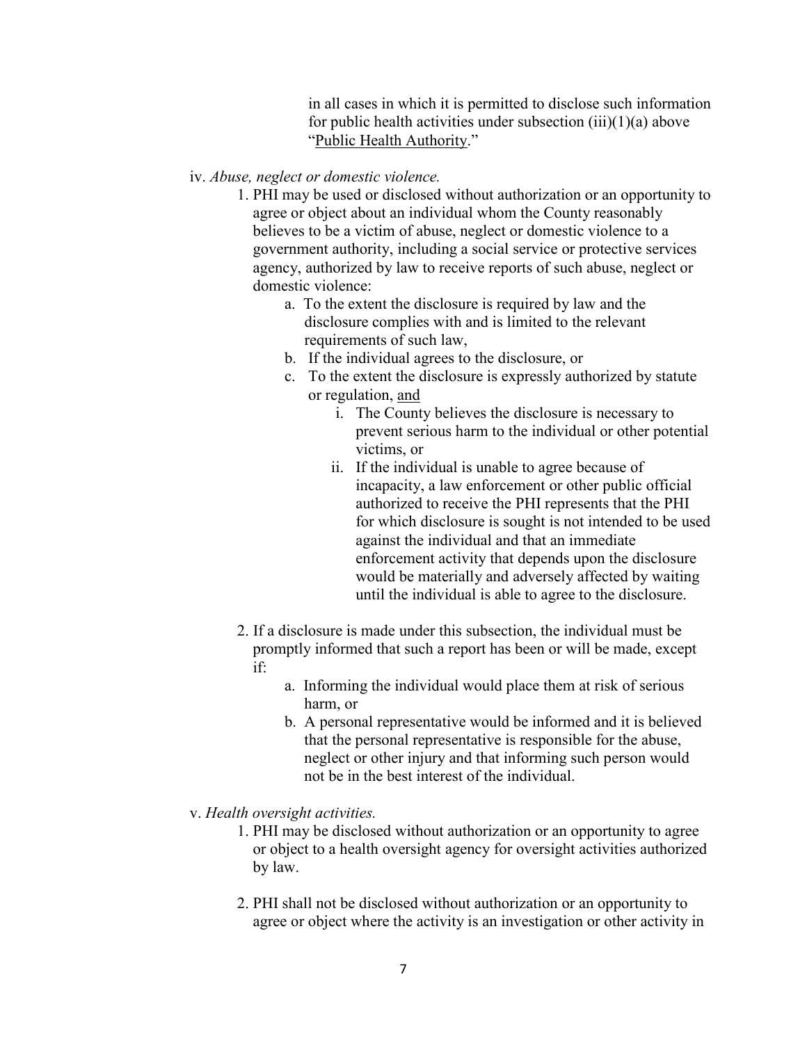in all cases in which it is permitted to disclose such information for public health activities under subsection (iii)(1)(a) above "<u>Public Health Authority</u>."

iv. *Abuse, neglect or domestic violence.*

1. PHI may be used or disclosed without authorization or an opportunity to agree or object about an individual whom the County reasonably believes to be a victim of abuse, neglect or domestic violence to a government authority, including a social service or protective services agency, authorized by law to receive reports of such abuse, neglect or domestic violence:
    a. To the extent the disclosure is required by law and the disclosure complies with and is limited to the relevant requirements of such law,
    b. If the individual agrees to the disclosure, or
    c. To the extent the disclosure is expressly authorized by statute or regulation, <u>and</u>
        i. The County believes the disclosure is necessary to prevent serious harm to the individual or other potential victims, or
        ii. If the individual is unable to agree because of incapacity, a law enforcement or other public official authorized to receive the PHI represents that the PHI for which disclosure is sought is not intended to be used against the individual and that an immediate enforcement activity that depends upon the disclosure would be materially and adversely affected by waiting until the individual is able to agree to the disclosure.

2. If a disclosure is made under this subsection, the individual must be promptly informed that such a report has been or will be made, except if:
    a. Informing the individual would place them at risk of serious harm, or
    b. A personal representative would be informed and it is believed that the personal representative is responsible for the abuse, neglect or other injury and that informing such person would not be in the best interest of the individual.

v. *Health oversight activities.*

1. PHI may be disclosed without authorization or an opportunity to agree or object to a health oversight agency for oversight activities authorized by law.

2. PHI shall not be disclosed without authorization or an opportunity to agree or object where the activity is an investigation or other activity in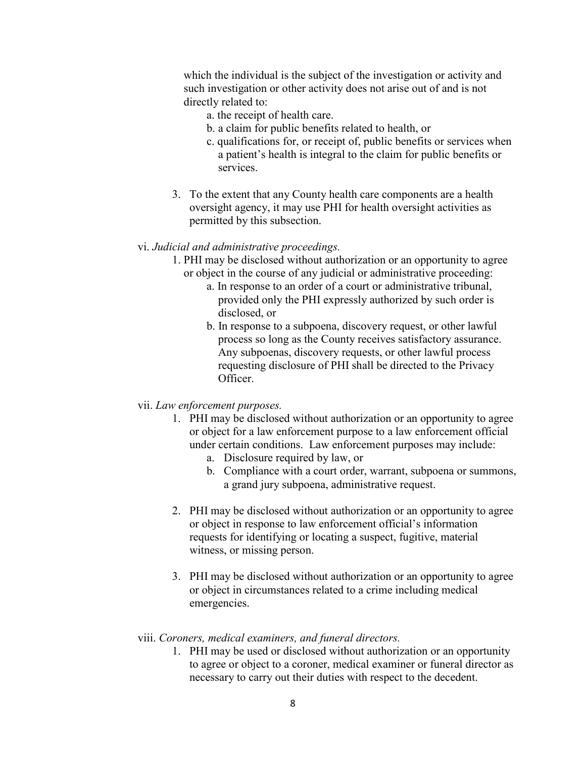which the individual is the subject of the investigation or activity and such investigation or other activity does not arise out of and is not directly related to:

a. the receipt of health care.
b. a claim for public benefits related to health, or
c. qualifications for, or receipt of, public benefits or services when a patient's health is integral to the claim for public benefits or services.

3. To the extent that any County health care components are a health oversight agency, it may use PHI for health oversight activities as permitted by this subsection.

vi. *Judicial and administrative proceedings.*

1. PHI may be disclosed without authorization or an opportunity to agree or object in the course of any judicial or administrative proceeding:
   a. In response to an order of a court or administrative tribunal, provided only the PHI expressly authorized by such order is disclosed, or
   b. In response to a subpoena, discovery request, or other lawful process so long as the County receives satisfactory assurance. Any subpoenas, discovery requests, or other lawful process requesting disclosure of PHI shall be directed to the Privacy Officer.

vii. *Law enforcement purposes.*

1. PHI may be disclosed without authorization or an opportunity to agree or object for a law enforcement purpose to a law enforcement official under certain conditions. Law enforcement purposes may include:
   a. Disclosure required by law, or
   b. Compliance with a court order, warrant, subpoena or summons, a grand jury subpoena, administrative request.

2. PHI may be disclosed without authorization or an opportunity to agree or object in response to law enforcement official's information requests for identifying or locating a suspect, fugitive, material witness, or missing person.

3. PHI may be disclosed without authorization or an opportunity to agree or object in circumstances related to a crime including medical emergencies.

viii. *Coroners, medical examiners, and funeral directors.*

1. PHI may be used or disclosed without authorization or an opportunity to agree or object to a coroner, medical examiner or funeral director as necessary to carry out their duties with respect to the decedent.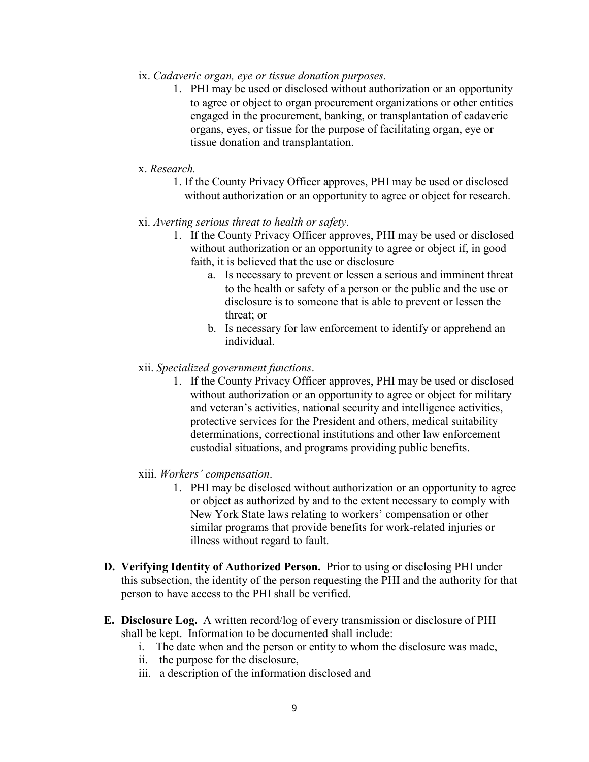ix. *Cadaveric organ, eye or tissue donation purposes.*

1. PHI may be used or disclosed without authorization or an opportunity to agree or object to organ procurement organizations or other entities engaged in the procurement, banking, or transplantation of cadaveric organs, eyes, or tissue for the purpose of facilitating organ, eye or tissue donation and transplantation.

x. *Research.*

1. If the County Privacy Officer approves, PHI may be used or disclosed without authorization or an opportunity to agree or object for research.

xi. *Averting serious threat to health or safety*.

1. If the County Privacy Officer approves, PHI may be used or disclosed without authorization or an opportunity to agree or object if, in good faith, it is believed that the use or disclosure
   a. Is necessary to prevent or lessen a serious and imminent threat to the health or safety of a person or the public <u>and</u> the use or disclosure is to someone that is able to prevent or lessen the threat; or
   b. Is necessary for law enforcement to identify or apprehend an individual.

xii. *Specialized government functions*.

1. If the County Privacy Officer approves, PHI may be used or disclosed without authorization or an opportunity to agree or object for military and veteran's activities, national security and intelligence activities, protective services for the President and others, medical suitability determinations, correctional institutions and other law enforcement custodial situations, and programs providing public benefits.

xiii. *Workers' compensation*.

1. PHI may be disclosed without authorization or an opportunity to agree or object as authorized by and to the extent necessary to comply with New York State laws relating to workers' compensation or other similar programs that provide benefits for work-related injuries or illness without regard to fault.

**D. Verifying Identity of Authorized Person.** Prior to using or disclosing PHI under this subsection, the identity of the person requesting the PHI and the authority for that person to have access to the PHI shall be verified.

**E. Disclosure Log.** A written record/log of every transmission or disclosure of PHI shall be kept. Information to be documented shall include:

i. The date when and the person or entity to whom the disclosure was made,
ii. the purpose for the disclosure,
iii. a description of the information disclosed and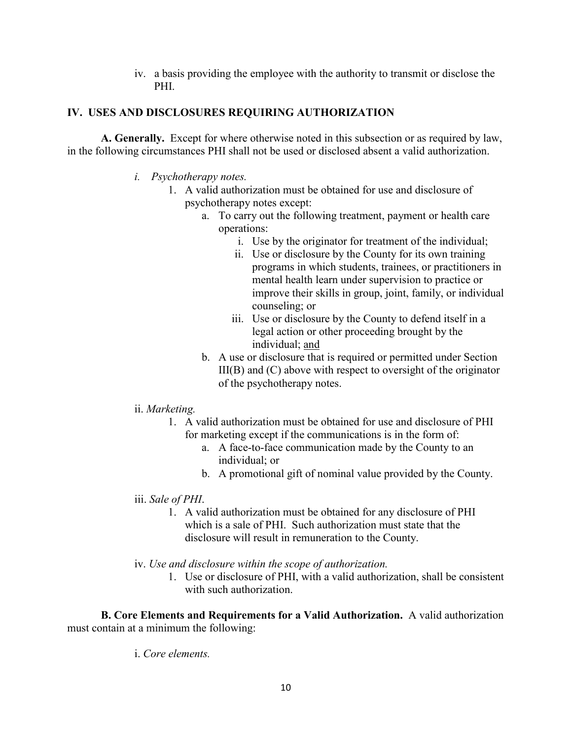iv. a basis providing the employee with the authority to transmit or disclose the PHI.

## IV. USES AND DISCLOSURES REQUIRING AUTHORIZATION

**A. Generally.** Except for where otherwise noted in this subsection or as required by law, in the following circumstances PHI shall not be used or disclosed absent a valid authorization.

i. *Psychotherapy notes.*

1. A valid authorization must be obtained for use and disclosure of psychotherapy notes except:
   a. To carry out the following treatment, payment or health care operations:
      i. Use by the originator for treatment of the individual;
      ii. Use or disclosure by the County for its own training programs in which students, trainees, or practitioners in mental health learn under supervision to practice or improve their skills in group, joint, family, or individual counseling; or
      iii. Use or disclosure by the County to defend itself in a legal action or other proceeding brought by the individual; <u>and</u>
   b. A use or disclosure that is required or permitted under Section III(B) and (C) above with respect to oversight of the originator of the psychotherapy notes.

ii. *Marketing.*

1. A valid authorization must be obtained for use and disclosure of PHI for marketing except if the communications is in the form of:
   a. A face-to-face communication made by the County to an individual; or
   b. A promotional gift of nominal value provided by the County.

iii. *Sale of PHI*.

1. A valid authorization must be obtained for any disclosure of PHI which is a sale of PHI. Such authorization must state that the disclosure will result in remuneration to the County.

iv. *Use and disclosure within the scope of authorization.*

1. Use or disclosure of PHI, with a valid authorization, shall be consistent with such authorization.

**B. Core Elements and Requirements for a Valid Authorization.** A valid authorization must contain at a minimum the following:

i. *Core elements.*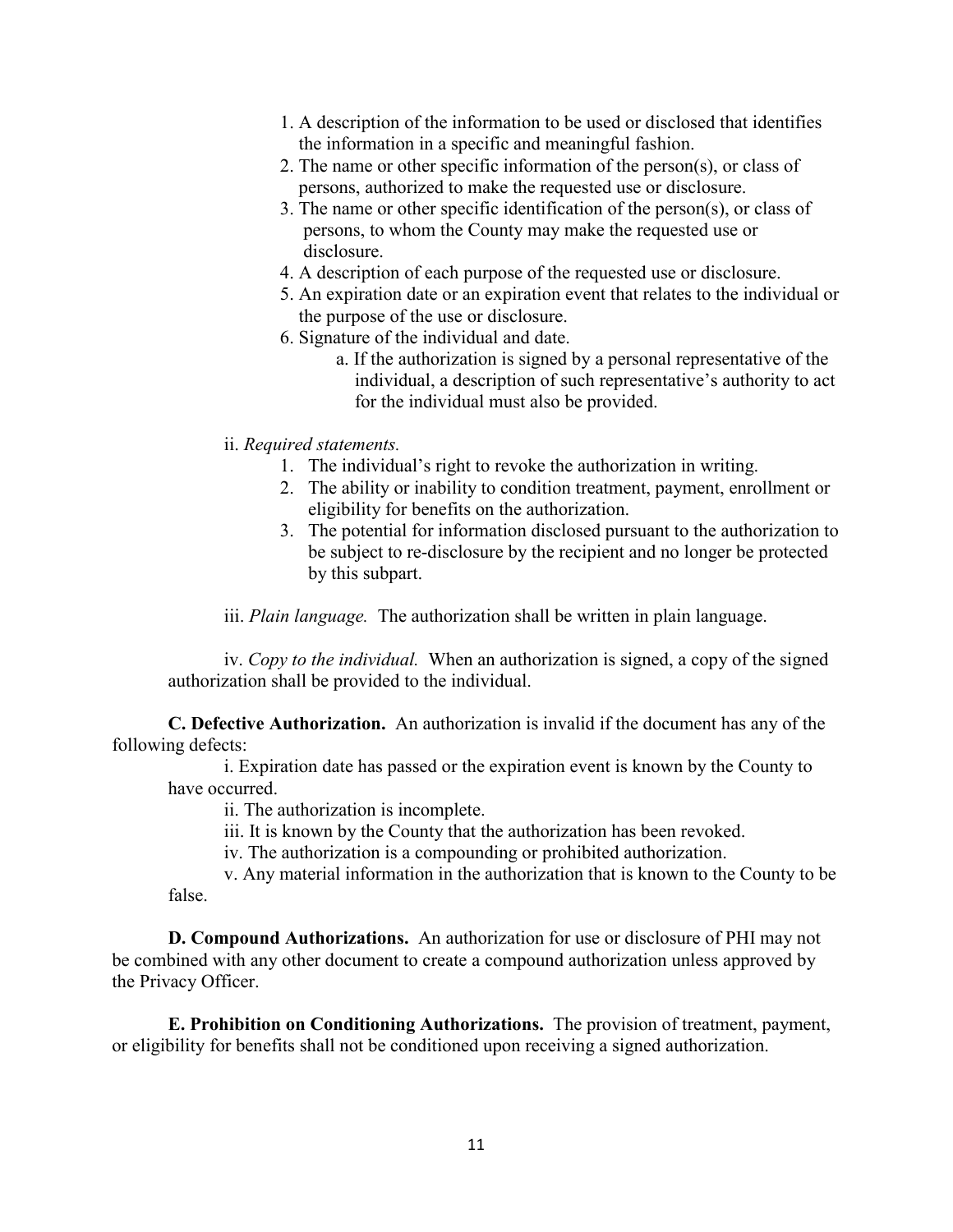1. A description of the information to be used or disclosed that identifies the information in a specific and meaningful fashion.
2. The name or other specific information of the person(s), or class of persons, authorized to make the requested use or disclosure.
3. The name or other specific identification of the person(s), or class of persons, to whom the County may make the requested use or disclosure.
4. A description of each purpose of the requested use or disclosure.
5. An expiration date or an expiration event that relates to the individual or the purpose of the use or disclosure.
6. Signature of the individual and date.
   a. If the authorization is signed by a personal representative of the individual, a description of such representative's authority to act for the individual must also be provided.

ii. *Required statements.*

1. The individual's right to revoke the authorization in writing.
2. The ability or inability to condition treatment, payment, enrollment or eligibility for benefits on the authorization.
3. The potential for information disclosed pursuant to the authorization to be subject to re-disclosure by the recipient and no longer be protected by this subpart.

iii. *Plain language.* The authorization shall be written in plain language.

iv. *Copy to the individual.* When an authorization is signed, a copy of the signed authorization shall be provided to the individual.

**C. Defective Authorization.** An authorization is invalid if the document has any of the following defects:

i. Expiration date has passed or the expiration event is known by the County to have occurred.

ii. The authorization is incomplete.

iii. It is known by the County that the authorization has been revoked.

iv. The authorization is a compounding or prohibited authorization.

v. Any material information in the authorization that is known to the County to be false.

**D. Compound Authorizations.** An authorization for use or disclosure of PHI may not be combined with any other document to create a compound authorization unless approved by the Privacy Officer.

**E. Prohibition on Conditioning Authorizations.** The provision of treatment, payment, or eligibility for benefits shall not be conditioned upon receiving a signed authorization.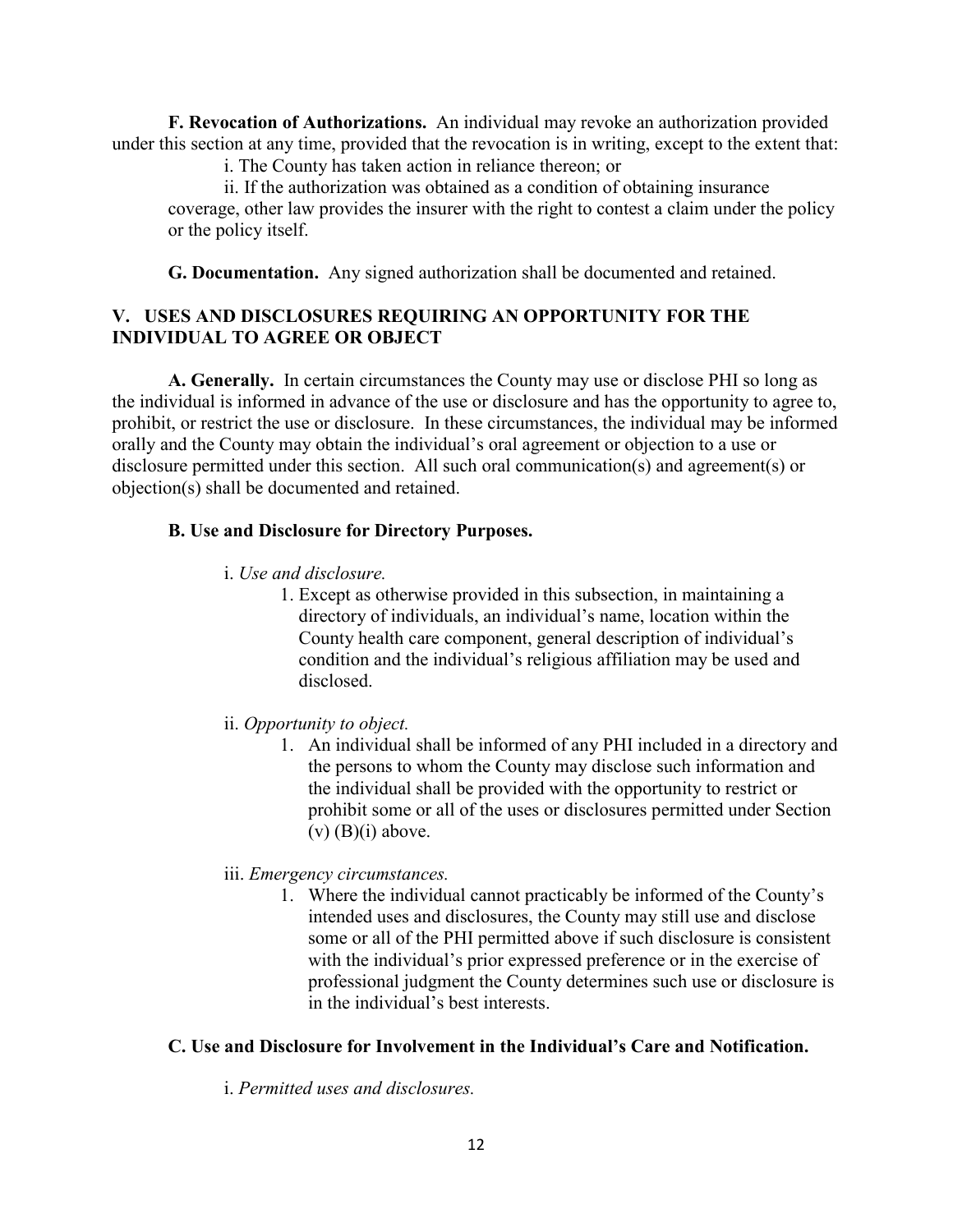**F. Revocation of Authorizations.** An individual may revoke an authorization provided under this section at any time, provided that the revocation is in writing, except to the extent that:

i. The County has taken action in reliance thereon; or

ii. If the authorization was obtained as a condition of obtaining insurance coverage, other law provides the insurer with the right to contest a claim under the policy or the policy itself.

**G. Documentation.** Any signed authorization shall be documented and retained.

## V. USES AND DISCLOSURES REQUIRING AN OPPORTUNITY FOR THE INDIVIDUAL TO AGREE OR OBJECT

**A. Generally.** In certain circumstances the County may use or disclose PHI so long as the individual is informed in advance of the use or disclosure and has the opportunity to agree to, prohibit, or restrict the use or disclosure. In these circumstances, the individual may be informed orally and the County may obtain the individual's oral agreement or objection to a use or disclosure permitted under this section. All such oral communication(s) and agreement(s) or objection(s) shall be documented and retained.

**B. Use and Disclosure for Directory Purposes.**

i. *Use and disclosure.*

1. Except as otherwise provided in this subsection, in maintaining a directory of individuals, an individual's name, location within the County health care component, general description of individual's condition and the individual's religious affiliation may be used and disclosed.

ii. *Opportunity to object.*

1. An individual shall be informed of any PHI included in a directory and the persons to whom the County may disclose such information and the individual shall be provided with the opportunity to restrict or prohibit some or all of the uses or disclosures permitted under Section (v) (B)(i) above.

iii. *Emergency circumstances.*

1. Where the individual cannot practicably be informed of the County's intended uses and disclosures, the County may still use and disclose some or all of the PHI permitted above if such disclosure is consistent with the individual's prior expressed preference or in the exercise of professional judgment the County determines such use or disclosure is in the individual's best interests.

**C. Use and Disclosure for Involvement in the Individual's Care and Notification.**

i. *Permitted uses and disclosures.*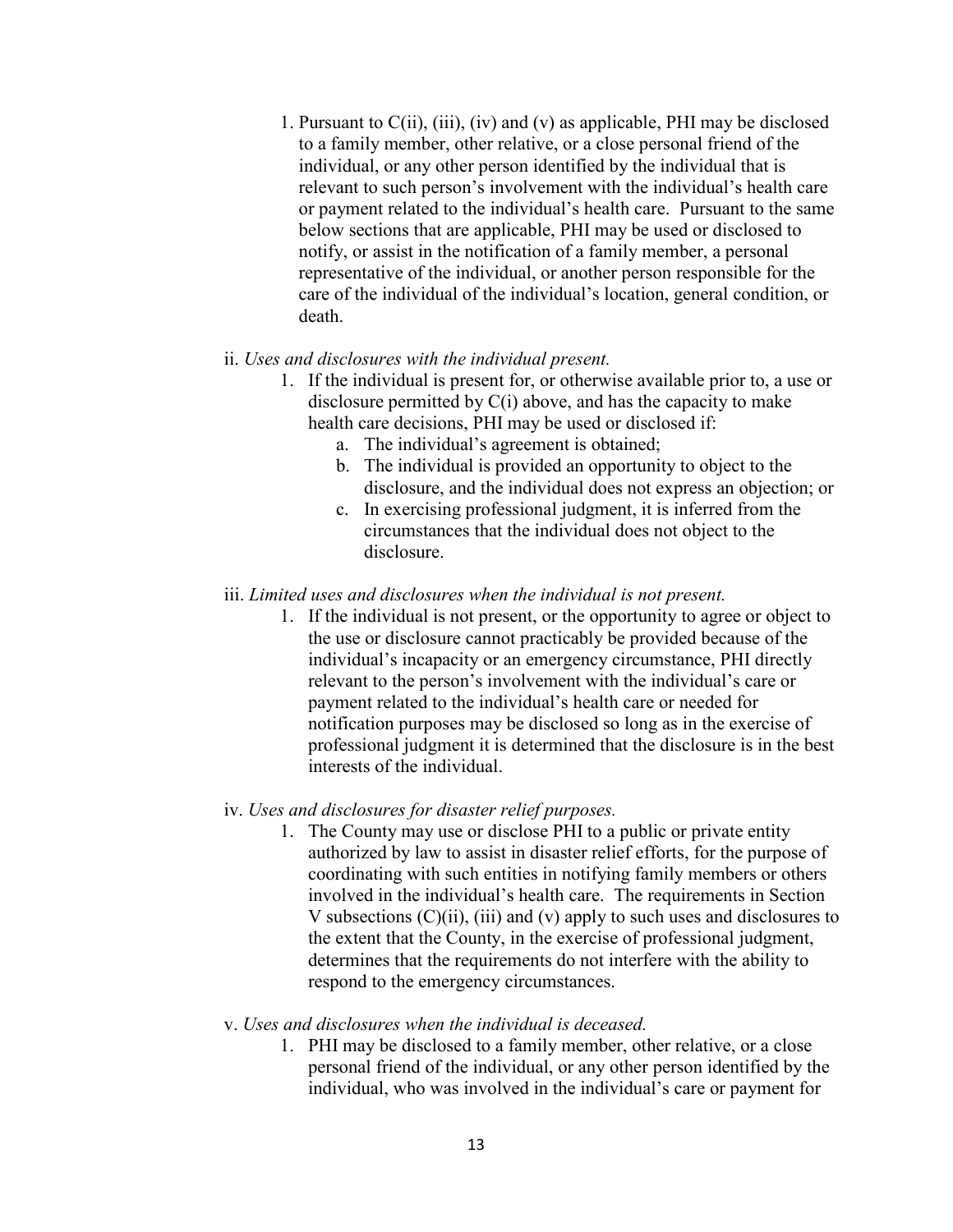1. Pursuant to C(ii), (iii), (iv) and (v) as applicable, PHI may be disclosed to a family member, other relative, or a close personal friend of the individual, or any other person identified by the individual that is relevant to such person's involvement with the individual's health care or payment related to the individual's health care. Pursuant to the same below sections that are applicable, PHI may be used or disclosed to notify, or assist in the notification of a family member, a personal representative of the individual, or another person responsible for the care of the individual of the individual's location, general condition, or death.

ii. *Uses and disclosures with the individual present.*

1. If the individual is present for, or otherwise available prior to, a use or disclosure permitted by C(i) above, and has the capacity to make health care decisions, PHI may be used or disclosed if:
   a. The individual's agreement is obtained;
   b. The individual is provided an opportunity to object to the disclosure, and the individual does not express an objection; or
   c. In exercising professional judgment, it is inferred from the circumstances that the individual does not object to the disclosure.

iii. *Limited uses and disclosures when the individual is not present.*

1. If the individual is not present, or the opportunity to agree or object to the use or disclosure cannot practicably be provided because of the individual's incapacity or an emergency circumstance, PHI directly relevant to the person's involvement with the individual's care or payment related to the individual's health care or needed for notification purposes may be disclosed so long as in the exercise of professional judgment it is determined that the disclosure is in the best interests of the individual.

iv. *Uses and disclosures for disaster relief purposes.*

1. The County may use or disclose PHI to a public or private entity authorized by law to assist in disaster relief efforts, for the purpose of coordinating with such entities in notifying family members or others involved in the individual's health care. The requirements in Section V subsections (C)(ii), (iii) and (v) apply to such uses and disclosures to the extent that the County, in the exercise of professional judgment, determines that the requirements do not interfere with the ability to respond to the emergency circumstances.

v. *Uses and disclosures when the individual is deceased.*

1. PHI may be disclosed to a family member, other relative, or a close personal friend of the individual, or any other person identified by the individual, who was involved in the individual's care or payment for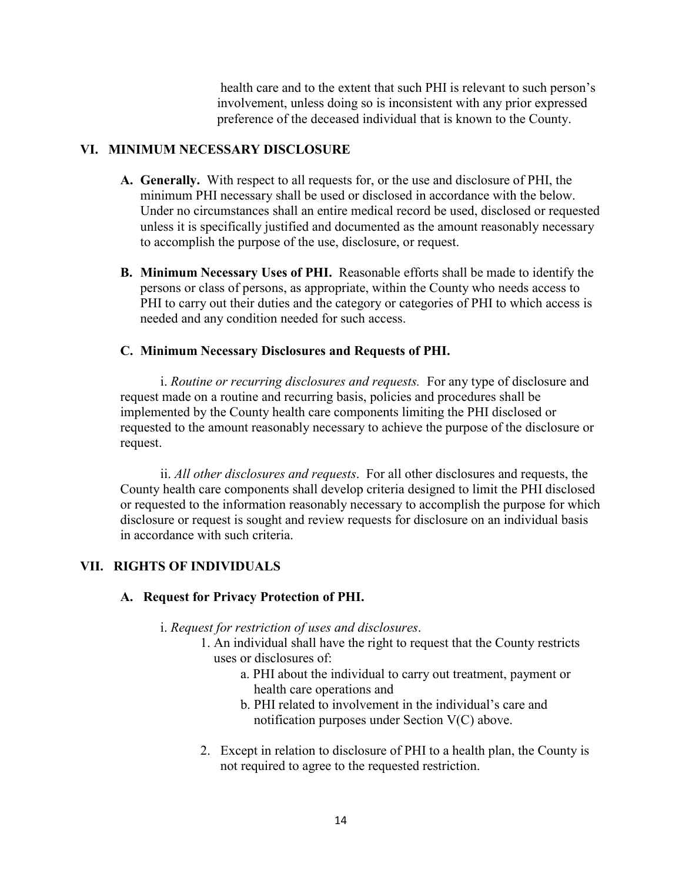health care and to the extent that such PHI is relevant to such person's involvement, unless doing so is inconsistent with any prior expressed preference of the deceased individual that is known to the County.

## VI. MINIMUM NECESSARY DISCLOSURE

**A. Generally.** With respect to all requests for, or the use and disclosure of PHI, the minimum PHI necessary shall be used or disclosed in accordance with the below. Under no circumstances shall an entire medical record be used, disclosed or requested unless it is specifically justified and documented as the amount reasonably necessary to accomplish the purpose of the use, disclosure, or request.

**B. Minimum Necessary Uses of PHI.** Reasonable efforts shall be made to identify the persons or class of persons, as appropriate, within the County who needs access to PHI to carry out their duties and the category or categories of PHI to which access is needed and any condition needed for such access.

**C. Minimum Necessary Disclosures and Requests of PHI.**

i. *Routine or recurring disclosures and requests.* For any type of disclosure and request made on a routine and recurring basis, policies and procedures shall be implemented by the County health care components limiting the PHI disclosed or requested to the amount reasonably necessary to achieve the purpose of the disclosure or request.

ii. *All other disclosures and requests*. For all other disclosures and requests, the County health care components shall develop criteria designed to limit the PHI disclosed or requested to the information reasonably necessary to accomplish the purpose for which disclosure or request is sought and review requests for disclosure on an individual basis in accordance with such criteria.

## VII. RIGHTS OF INDIVIDUALS

**A. Request for Privacy Protection of PHI.**

i. *Request for restriction of uses and disclosures*.

1. An individual shall have the right to request that the County restricts uses or disclosures of:
   a. PHI about the individual to carry out treatment, payment or health care operations and
   b. PHI related to involvement in the individual's care and notification purposes under Section V(C) above.
2. Except in relation to disclosure of PHI to a health plan, the County is not required to agree to the requested restriction.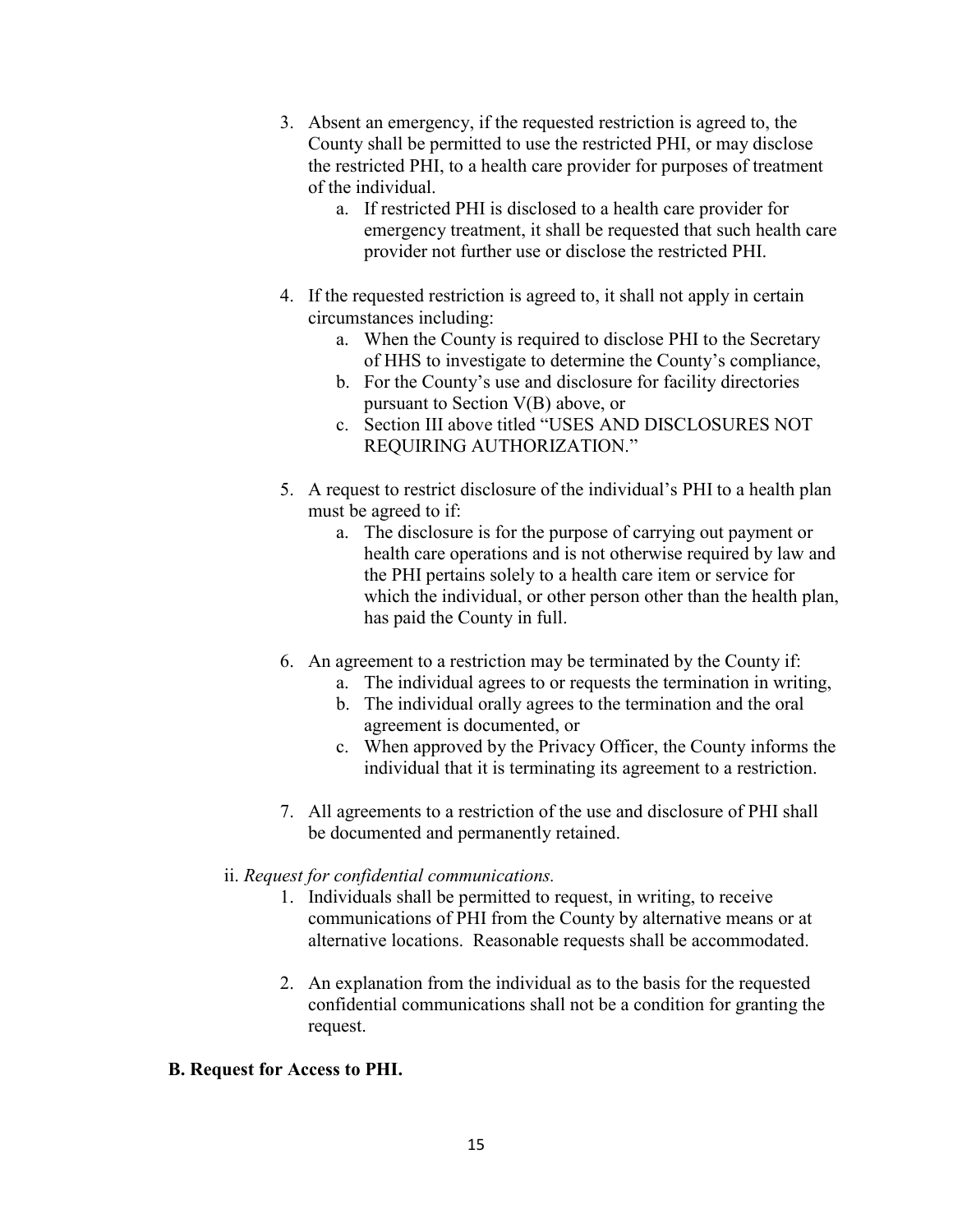3. Absent an emergency, if the requested restriction is agreed to, the County shall be permitted to use the restricted PHI, or may disclose the restricted PHI, to a health care provider for purposes of treatment of the individual.
    a. If restricted PHI is disclosed to a health care provider for emergency treatment, it shall be requested that such health care provider not further use or disclose the restricted PHI.

4. If the requested restriction is agreed to, it shall not apply in certain circumstances including:
    a. When the County is required to disclose PHI to the Secretary of HHS to investigate to determine the County's compliance,
    b. For the County's use and disclosure for facility directories pursuant to Section V(B) above, or
    c. Section III above titled "USES AND DISCLOSURES NOT REQUIRING AUTHORIZATION."

5. A request to restrict disclosure of the individual's PHI to a health plan must be agreed to if:
    a. The disclosure is for the purpose of carrying out payment or health care operations and is not otherwise required by law and the PHI pertains solely to a health care item or service for which the individual, or other person other than the health plan, has paid the County in full.

6. An agreement to a restriction may be terminated by the County if:
    a. The individual agrees to or requests the termination in writing,
    b. The individual orally agrees to the termination and the oral agreement is documented, or
    c. When approved by the Privacy Officer, the County informs the individual that it is terminating its agreement to a restriction.

7. All agreements to a restriction of the use and disclosure of PHI shall be documented and permanently retained.

ii. *Request for confidential communications.*

1. Individuals shall be permitted to request, in writing, to receive communications of PHI from the County by alternative means or at alternative locations. Reasonable requests shall be accommodated.

2. An explanation from the individual as to the basis for the requested confidential communications shall not be a condition for granting the request.

**B. Request for Access to PHI.**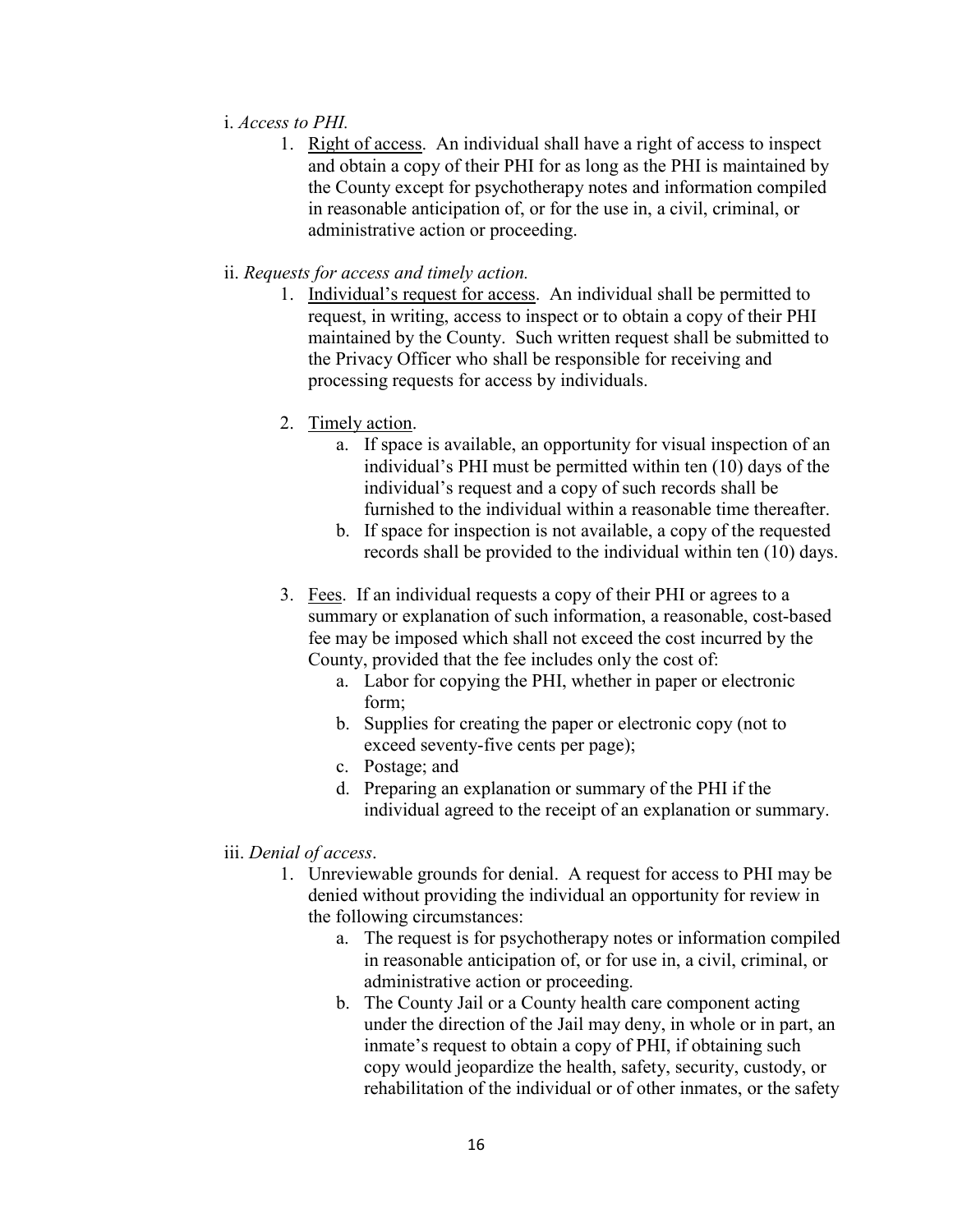i. *Access to PHI.*

1. Right of access. An individual shall have a right of access to inspect and obtain a copy of their PHI for as long as the PHI is maintained by the County except for psychotherapy notes and information compiled in reasonable anticipation of, or for the use in, a civil, criminal, or administrative action or proceeding.

ii. *Requests for access and timely action.*

1. Individual's request for access. An individual shall be permitted to request, in writing, access to inspect or to obtain a copy of their PHI maintained by the County. Such written request shall be submitted to the Privacy Officer who shall be responsible for receiving and processing requests for access by individuals.

2. Timely action.
   a. If space is available, an opportunity for visual inspection of an individual's PHI must be permitted within ten (10) days of the individual's request and a copy of such records shall be furnished to the individual within a reasonable time thereafter.
   b. If space for inspection is not available, a copy of the requested records shall be provided to the individual within ten (10) days.

3. Fees. If an individual requests a copy of their PHI or agrees to a summary or explanation of such information, a reasonable, cost-based fee may be imposed which shall not exceed the cost incurred by the County, provided that the fee includes only the cost of:
   a. Labor for copying the PHI, whether in paper or electronic form;
   b. Supplies for creating the paper or electronic copy (not to exceed seventy-five cents per page);
   c. Postage; and
   d. Preparing an explanation or summary of the PHI if the individual agreed to the receipt of an explanation or summary.

iii. *Denial of access*.

1. Unreviewable grounds for denial. A request for access to PHI may be denied without providing the individual an opportunity for review in the following circumstances:
   a. The request is for psychotherapy notes or information compiled in reasonable anticipation of, or for use in, a civil, criminal, or administrative action or proceeding.
   b. The County Jail or a County health care component acting under the direction of the Jail may deny, in whole or in part, an inmate's request to obtain a copy of PHI, if obtaining such copy would jeopardize the health, safety, security, custody, or rehabilitation of the individual or of other inmates, or the safety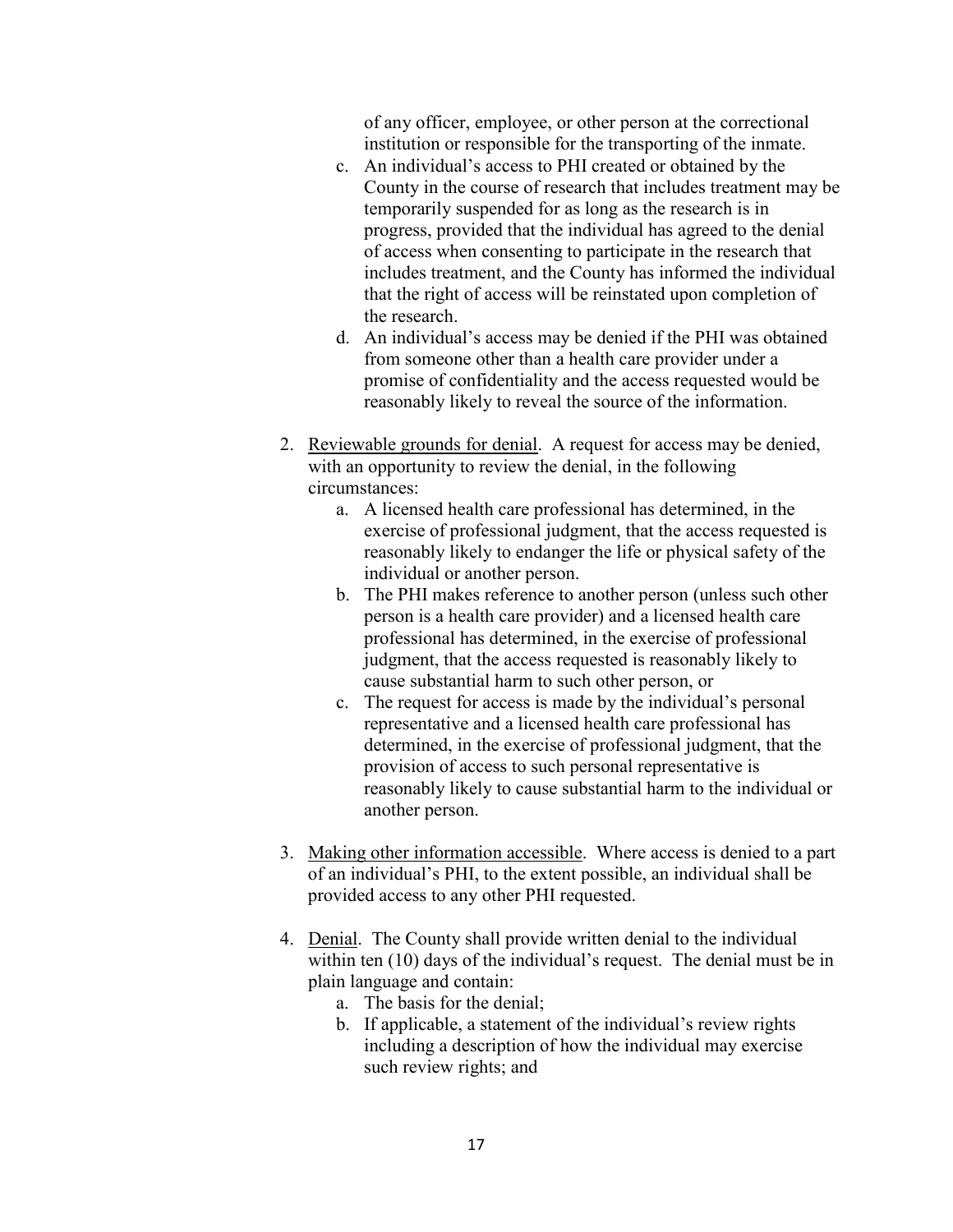of any officer, employee, or other person at the correctional institution or responsible for the transporting of the inmate.

   c. An individual's access to PHI created or obtained by the County in the course of research that includes treatment may be temporarily suspended for as long as the research is in progress, provided that the individual has agreed to the denial of access when consenting to participate in the research that includes treatment, and the County has informed the individual that the right of access will be reinstated upon completion of the research.
   d. An individual's access may be denied if the PHI was obtained from someone other than a health care provider under a promise of confidentiality and the access requested would be reasonably likely to reveal the source of the information.

2. <u>Reviewable grounds for denial</u>. A request for access may be denied, with an opportunity to review the denial, in the following circumstances:
   a. A licensed health care professional has determined, in the exercise of professional judgment, that the access requested is reasonably likely to endanger the life or physical safety of the individual or another person.
   b. The PHI makes reference to another person (unless such other person is a health care provider) and a licensed health care professional has determined, in the exercise of professional judgment, that the access requested is reasonably likely to cause substantial harm to such other person, or
   c. The request for access is made by the individual's personal representative and a licensed health care professional has determined, in the exercise of professional judgment, that the provision of access to such personal representative is reasonably likely to cause substantial harm to the individual or another person.

3. <u>Making other information accessible</u>. Where access is denied to a part of an individual's PHI, to the extent possible, an individual shall be provided access to any other PHI requested.

4. <u>Denial</u>. The County shall provide written denial to the individual within ten (10) days of the individual's request. The denial must be in plain language and contain:
   a. The basis for the denial;
   b. If applicable, a statement of the individual's review rights including a description of how the individual may exercise such review rights; and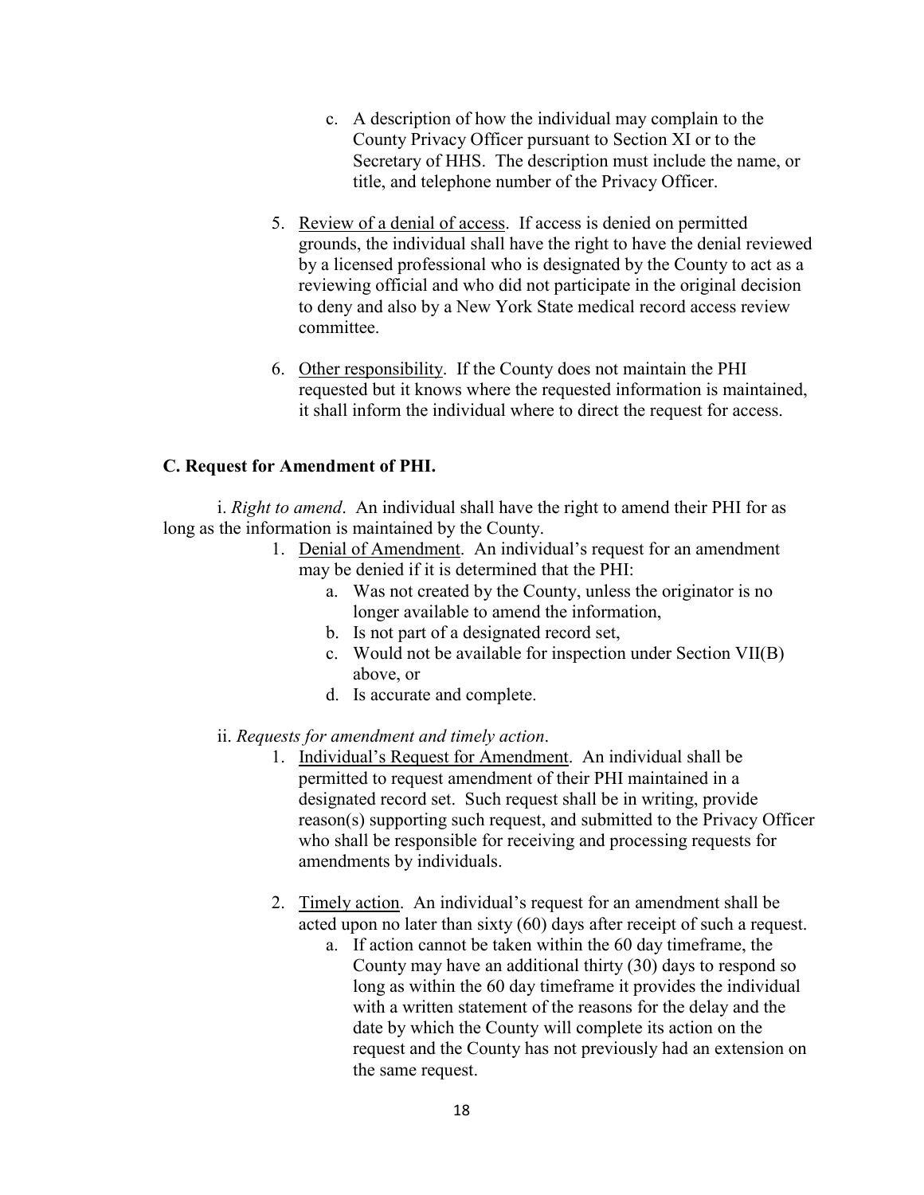c. A description of how the individual may complain to the County Privacy Officer pursuant to Section XI or to the Secretary of HHS. The description must include the name, or title, and telephone number of the Privacy Officer.

5. Review of a denial of access. If access is denied on permitted grounds, the individual shall have the right to have the denial reviewed by a licensed professional who is designated by the County to act as a reviewing official and who did not participate in the original decision to deny and also by a New York State medical record access review committee.

6. Other responsibility. If the County does not maintain the PHI requested but it knows where the requested information is maintained, it shall inform the individual where to direct the request for access.

**C. Request for Amendment of PHI.**

i. *Right to amend*. An individual shall have the right to amend their PHI for as long as the information is maintained by the County.

1. Denial of Amendment. An individual's request for an amendment may be denied if it is determined that the PHI:
   a. Was not created by the County, unless the originator is no longer available to amend the information,
   b. Is not part of a designated record set,
   c. Would not be available for inspection under Section VII(B) above, or
   d. Is accurate and complete.

ii. *Requests for amendment and timely action*.

1. Individual's Request for Amendment. An individual shall be permitted to request amendment of their PHI maintained in a designated record set. Such request shall be in writing, provide reason(s) supporting such request, and submitted to the Privacy Officer who shall be responsible for receiving and processing requests for amendments by individuals.

2. Timely action. An individual's request for an amendment shall be acted upon no later than sixty (60) days after receipt of such a request.
   a. If action cannot be taken within the 60 day timeframe, the County may have an additional thirty (30) days to respond so long as within the 60 day timeframe it provides the individual with a written statement of the reasons for the delay and the date by which the County will complete its action on the request and the County has not previously had an extension on the same request.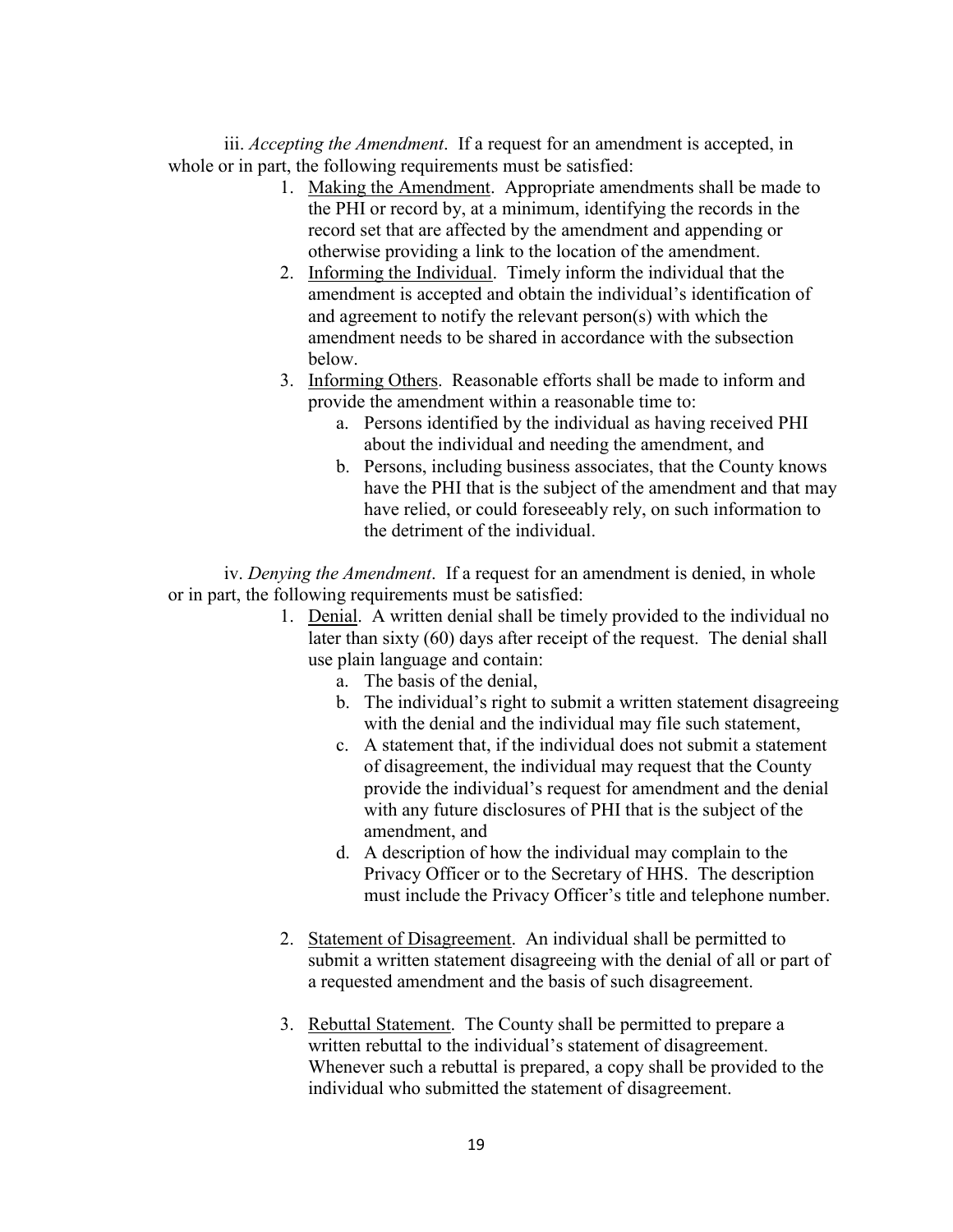iii. *Accepting the Amendment*. If a request for an amendment is accepted, in whole or in part, the following requirements must be satisfied:

1. Making the Amendment. Appropriate amendments shall be made to the PHI or record by, at a minimum, identifying the records in the record set that are affected by the amendment and appending or otherwise providing a link to the location of the amendment.
2. Informing the Individual. Timely inform the individual that the amendment is accepted and obtain the individual's identification of and agreement to notify the relevant person(s) with which the amendment needs to be shared in accordance with the subsection below.
3. Informing Others. Reasonable efforts shall be made to inform and provide the amendment within a reasonable time to:
    a. Persons identified by the individual as having received PHI about the individual and needing the amendment, and
    b. Persons, including business associates, that the County knows have the PHI that is the subject of the amendment and that may have relied, or could foreseeably rely, on such information to the detriment of the individual.

iv. *Denying the Amendment*. If a request for an amendment is denied, in whole or in part, the following requirements must be satisfied:

1. Denial. A written denial shall be timely provided to the individual no later than sixty (60) days after receipt of the request. The denial shall use plain language and contain:
    a. The basis of the denial,
    b. The individual's right to submit a written statement disagreeing with the denial and the individual may file such statement,
    c. A statement that, if the individual does not submit a statement of disagreement, the individual may request that the County provide the individual's request for amendment and the denial with any future disclosures of PHI that is the subject of the amendment, and
    d. A description of how the individual may complain to the Privacy Officer or to the Secretary of HHS. The description must include the Privacy Officer's title and telephone number.

2. Statement of Disagreement. An individual shall be permitted to submit a written statement disagreeing with the denial of all or part of a requested amendment and the basis of such disagreement.

3. Rebuttal Statement. The County shall be permitted to prepare a written rebuttal to the individual's statement of disagreement. Whenever such a rebuttal is prepared, a copy shall be provided to the individual who submitted the statement of disagreement.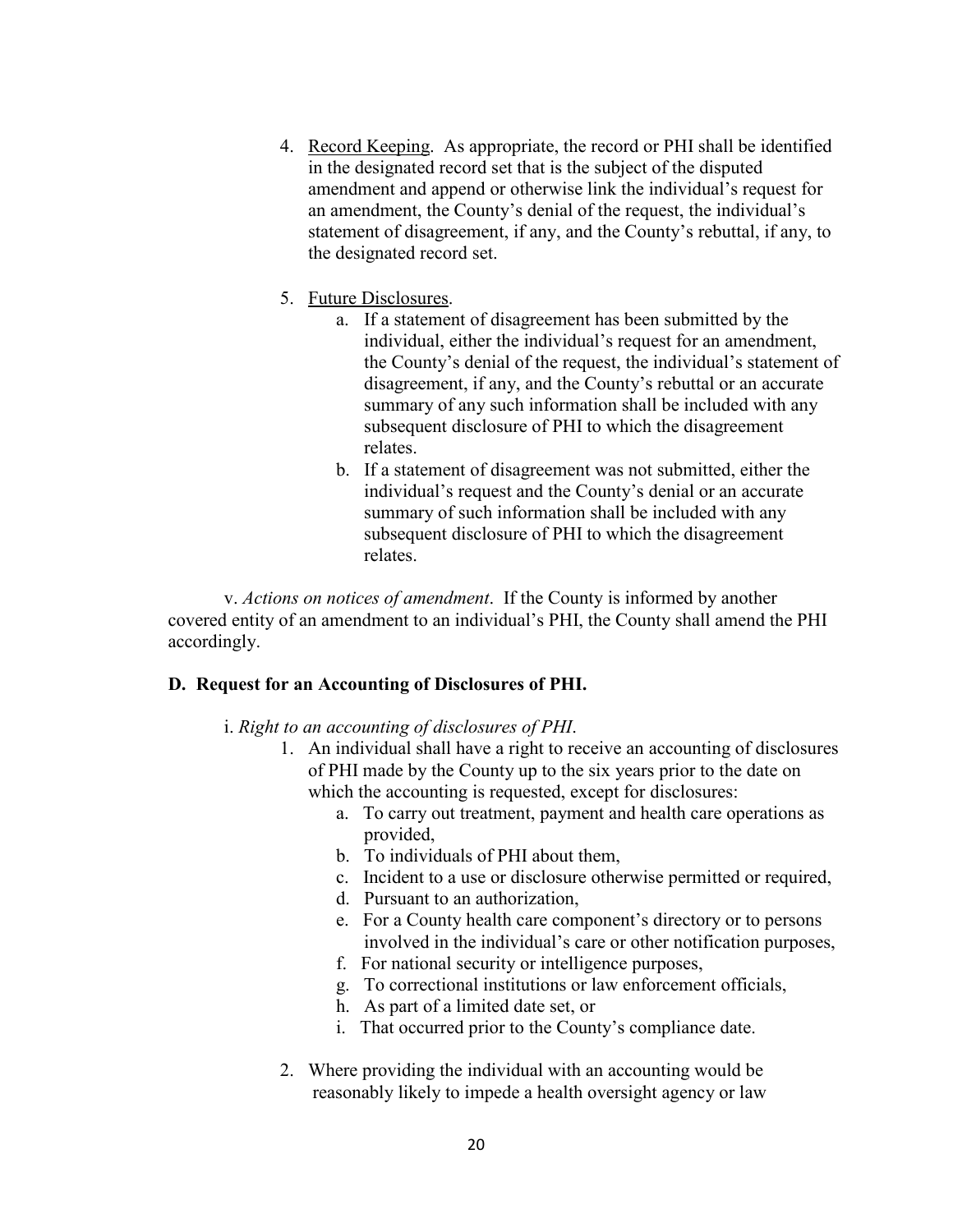4. Record Keeping. As appropriate, the record or PHI shall be identified in the designated record set that is the subject of the disputed amendment and append or otherwise link the individual's request for an amendment, the County's denial of the request, the individual's statement of disagreement, if any, and the County's rebuttal, if any, to the designated record set.

5. Future Disclosures.
   a. If a statement of disagreement has been submitted by the individual, either the individual's request for an amendment, the County's denial of the request, the individual's statement of disagreement, if any, and the County's rebuttal or an accurate summary of any such information shall be included with any subsequent disclosure of PHI to which the disagreement relates.
   b. If a statement of disagreement was not submitted, either the individual's request and the County's denial or an accurate summary of such information shall be included with any subsequent disclosure of PHI to which the disagreement relates.

v. *Actions on notices of amendment*. If the County is informed by another covered entity of an amendment to an individual's PHI, the County shall amend the PHI accordingly.

**D. Request for an Accounting of Disclosures of PHI.**

i. *Right to an accounting of disclosures of PHI*.

1. An individual shall have a right to receive an accounting of disclosures of PHI made by the County up to the six years prior to the date on which the accounting is requested, except for disclosures:
   a. To carry out treatment, payment and health care operations as provided,
   b. To individuals of PHI about them,
   c. Incident to a use or disclosure otherwise permitted or required,
   d. Pursuant to an authorization,
   e. For a County health care component's directory or to persons involved in the individual's care or other notification purposes,
   f. For national security or intelligence purposes,
   g. To correctional institutions or law enforcement officials,
   h. As part of a limited date set, or
   i. That occurred prior to the County's compliance date.

2. Where providing the individual with an accounting would be reasonably likely to impede a health oversight agency or law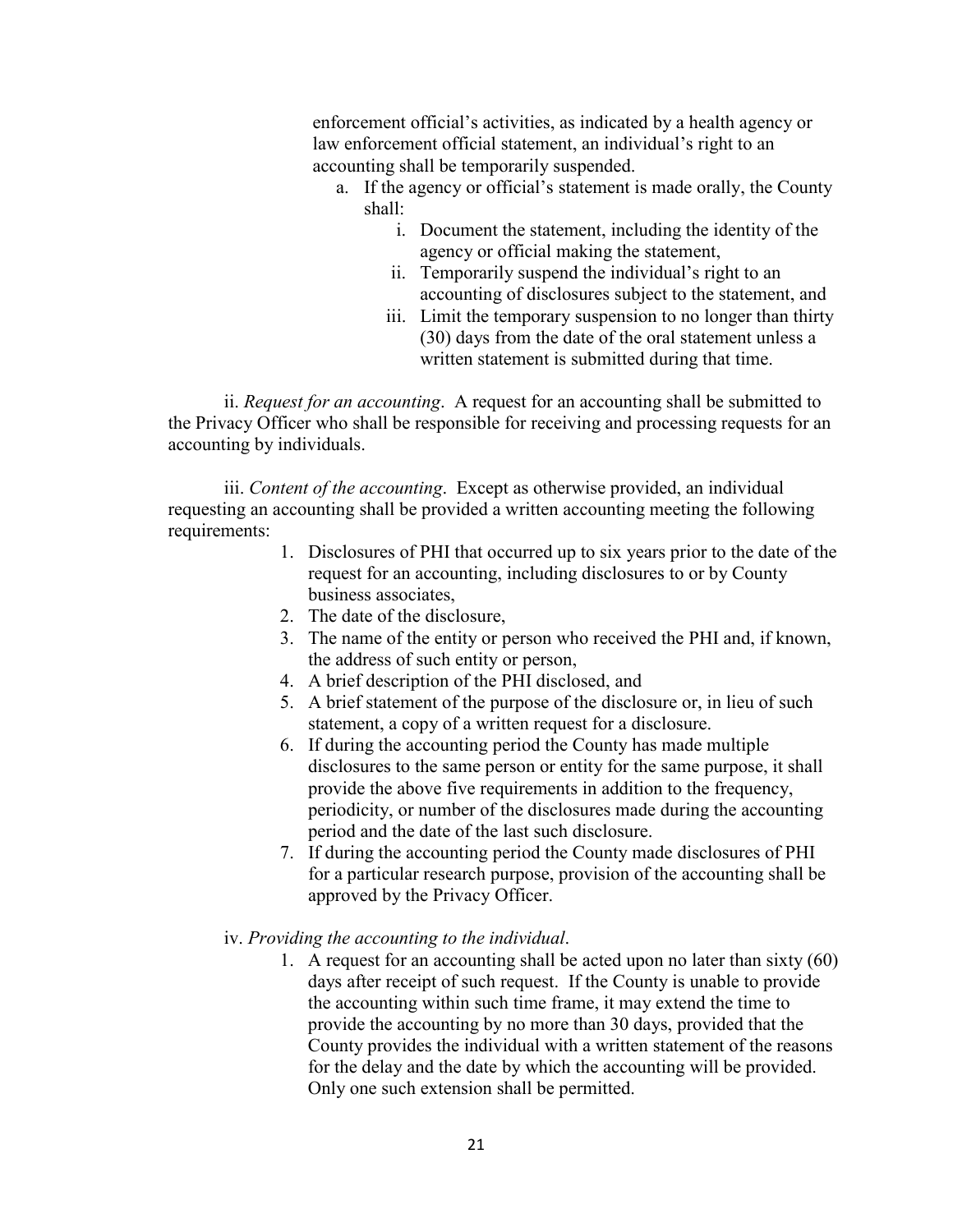enforcement official's activities, as indicated by a health agency or law enforcement official statement, an individual's right to an accounting shall be temporarily suspended.

a. If the agency or official's statement is made orally, the County shall:
    i. Document the statement, including the identity of the agency or official making the statement,
    ii. Temporarily suspend the individual's right to an accounting of disclosures subject to the statement, and
    iii. Limit the temporary suspension to no longer than thirty (30) days from the date of the oral statement unless a written statement is submitted during that time.

ii. *Request for an accounting*. A request for an accounting shall be submitted to the Privacy Officer who shall be responsible for receiving and processing requests for an accounting by individuals.

iii. *Content of the accounting*. Except as otherwise provided, an individual requesting an accounting shall be provided a written accounting meeting the following requirements:

1. Disclosures of PHI that occurred up to six years prior to the date of the request for an accounting, including disclosures to or by County business associates,
2. The date of the disclosure,
3. The name of the entity or person who received the PHI and, if known, the address of such entity or person,
4. A brief description of the PHI disclosed, and
5. A brief statement of the purpose of the disclosure or, in lieu of such statement, a copy of a written request for a disclosure.
6. If during the accounting period the County has made multiple disclosures to the same person or entity for the same purpose, it shall provide the above five requirements in addition to the frequency, periodicity, or number of the disclosures made during the accounting period and the date of the last such disclosure.
7. If during the accounting period the County made disclosures of PHI for a particular research purpose, provision of the accounting shall be approved by the Privacy Officer.

iv. *Providing the accounting to the individual*.

1. A request for an accounting shall be acted upon no later than sixty (60) days after receipt of such request. If the County is unable to provide the accounting within such time frame, it may extend the time to provide the accounting by no more than 30 days, provided that the County provides the individual with a written statement of the reasons for the delay and the date by which the accounting will be provided. Only one such extension shall be permitted.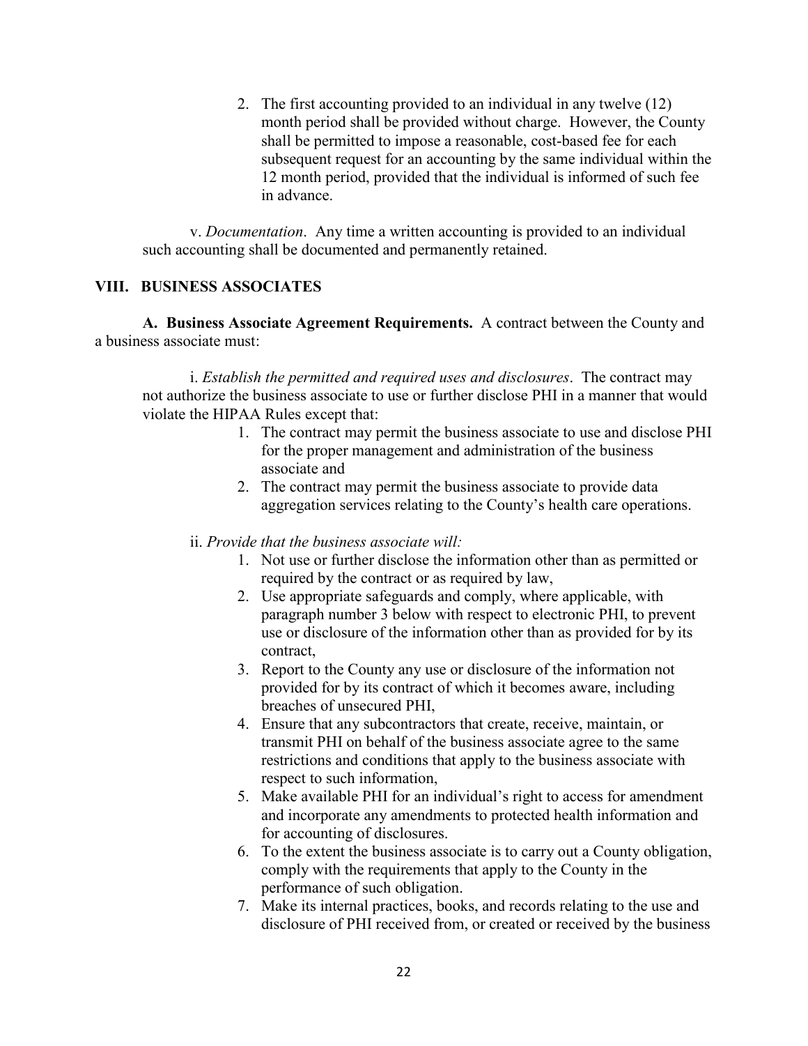2. The first accounting provided to an individual in any twelve (12) month period shall be provided without charge. However, the County shall be permitted to impose a reasonable, cost-based fee for each subsequent request for an accounting by the same individual within the 12 month period, provided that the individual is informed of such fee in advance.

v. *Documentation*. Any time a written accounting is provided to an individual such accounting shall be documented and permanently retained.

## VIII. BUSINESS ASSOCIATES

**A. Business Associate Agreement Requirements.** A contract between the County and a business associate must:

i. *Establish the permitted and required uses and disclosures*. The contract may not authorize the business associate to use or further disclose PHI in a manner that would violate the HIPAA Rules except that:

1. The contract may permit the business associate to use and disclose PHI for the proper management and administration of the business associate and
2. The contract may permit the business associate to provide data aggregation services relating to the County's health care operations.

ii. *Provide that the business associate will:*

1. Not use or further disclose the information other than as permitted or required by the contract or as required by law,
2. Use appropriate safeguards and comply, where applicable, with paragraph number 3 below with respect to electronic PHI, to prevent use or disclosure of the information other than as provided for by its contract,
3. Report to the County any use or disclosure of the information not provided for by its contract of which it becomes aware, including breaches of unsecured PHI,
4. Ensure that any subcontractors that create, receive, maintain, or transmit PHI on behalf of the business associate agree to the same restrictions and conditions that apply to the business associate with respect to such information,
5. Make available PHI for an individual's right to access for amendment and incorporate any amendments to protected health information and for accounting of disclosures.
6. To the extent the business associate is to carry out a County obligation, comply with the requirements that apply to the County in the performance of such obligation.
7. Make its internal practices, books, and records relating to the use and disclosure of PHI received from, or created or received by the business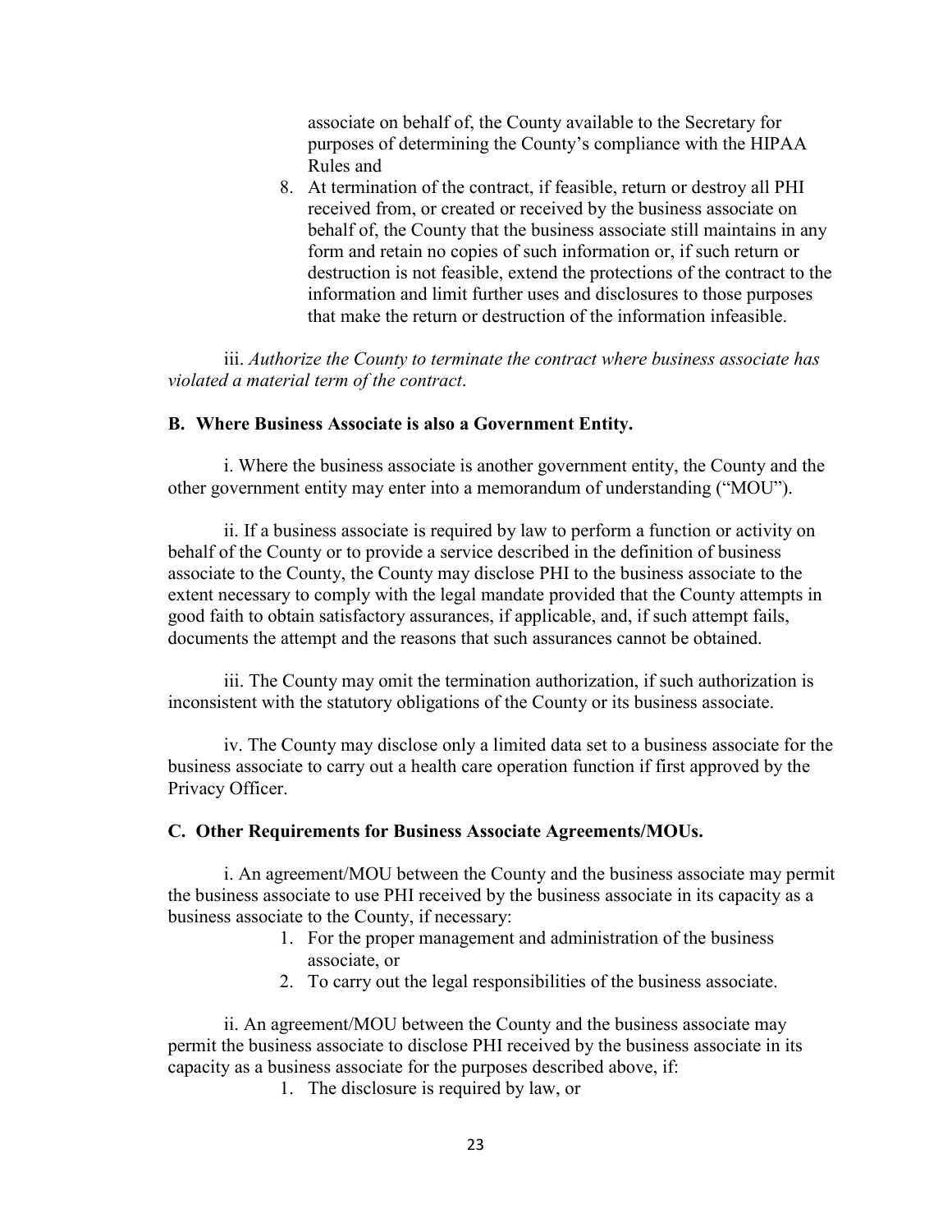associate on behalf of, the County available to the Secretary for purposes of determining the County's compliance with the HIPAA Rules and

8. At termination of the contract, if feasible, return or destroy all PHI received from, or created or received by the business associate on behalf of, the County that the business associate still maintains in any form and retain no copies of such information or, if such return or destruction is not feasible, extend the protections of the contract to the information and limit further uses and disclosures to those purposes that make the return or destruction of the information infeasible.

iii. *Authorize the County to terminate the contract where business associate has violated a material term of the contract*.

**B. Where Business Associate is also a Government Entity.**

i. Where the business associate is another government entity, the County and the other government entity may enter into a memorandum of understanding ("MOU").

ii. If a business associate is required by law to perform a function or activity on behalf of the County or to provide a service described in the definition of business associate to the County, the County may disclose PHI to the business associate to the extent necessary to comply with the legal mandate provided that the County attempts in good faith to obtain satisfactory assurances, if applicable, and, if such attempt fails, documents the attempt and the reasons that such assurances cannot be obtained.

iii. The County may omit the termination authorization, if such authorization is inconsistent with the statutory obligations of the County or its business associate.

iv. The County may disclose only a limited data set to a business associate for the business associate to carry out a health care operation function if first approved by the Privacy Officer.

**C. Other Requirements for Business Associate Agreements/MOUs.**

i. An agreement/MOU between the County and the business associate may permit the business associate to use PHI received by the business associate in its capacity as a business associate to the County, if necessary:

1. For the proper management and administration of the business associate, or
2. To carry out the legal responsibilities of the business associate.

ii. An agreement/MOU between the County and the business associate may permit the business associate to disclose PHI received by the business associate in its capacity as a business associate for the purposes described above, if:

1. The disclosure is required by law, or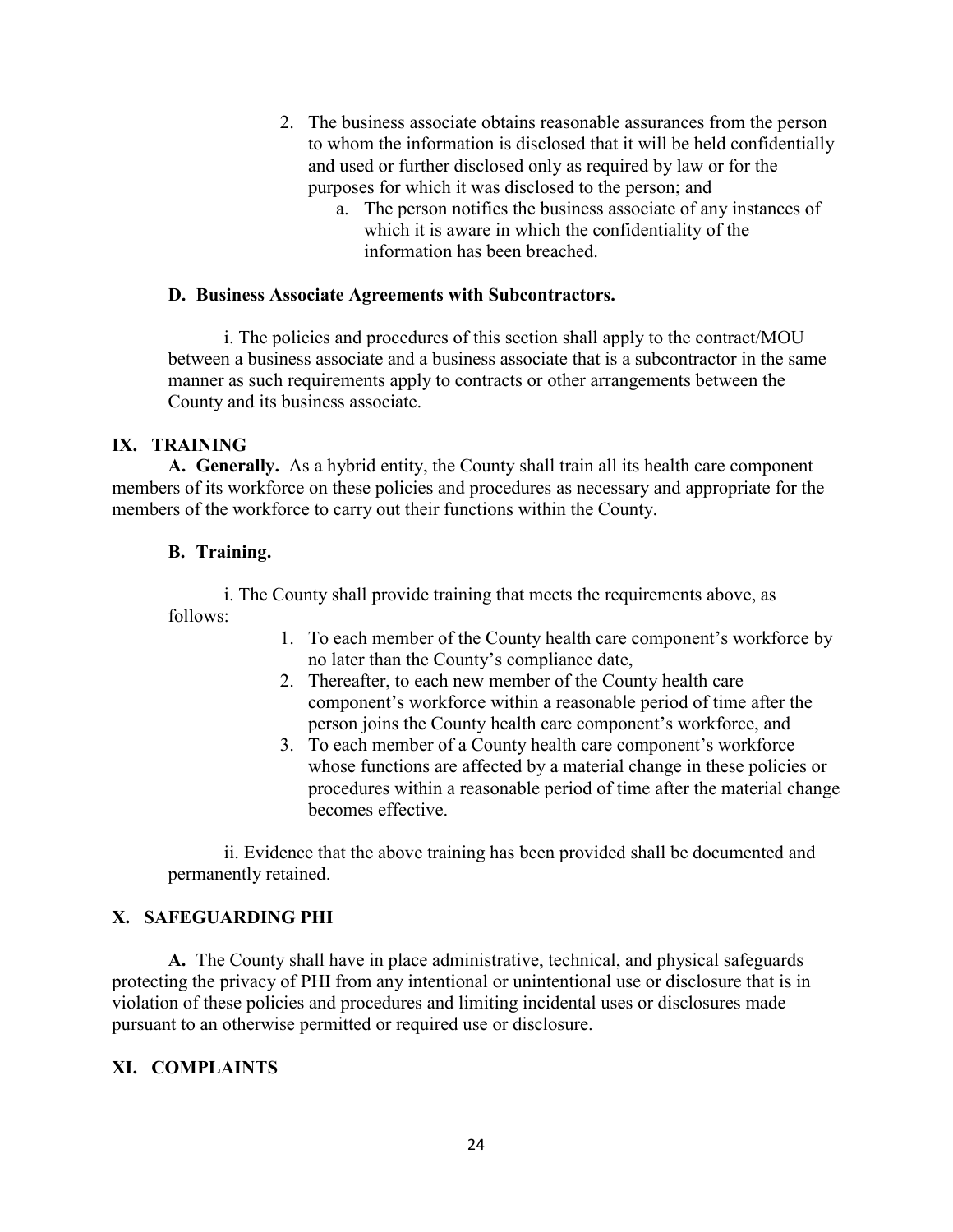2. The business associate obtains reasonable assurances from the person to whom the information is disclosed that it will be held confidentially and used or further disclosed only as required by law or for the purposes for which it was disclosed to the person; and
    a. The person notifies the business associate of any instances of which it is aware in which the confidentiality of the information has been breached.

### D. Business Associate Agreements with Subcontractors.

i. The policies and procedures of this section shall apply to the contract/MOU between a business associate and a business associate that is a subcontractor in the same manner as such requirements apply to contracts or other arrangements between the County and its business associate.

## IX. TRAINING

**A. Generally.** As a hybrid entity, the County shall train all its health care component members of its workforce on these policies and procedures as necessary and appropriate for the members of the workforce to carry out their functions within the County.

### B. Training.

i. The County shall provide training that meets the requirements above, as follows:

1. To each member of the County health care component's workforce by no later than the County's compliance date,
2. Thereafter, to each new member of the County health care component's workforce within a reasonable period of time after the person joins the County health care component's workforce, and
3. To each member of a County health care component's workforce whose functions are affected by a material change in these policies or procedures within a reasonable period of time after the material change becomes effective.

ii. Evidence that the above training has been provided shall be documented and permanently retained.

## X. SAFEGUARDING PHI

**A.** The County shall have in place administrative, technical, and physical safeguards protecting the privacy of PHI from any intentional or unintentional use or disclosure that is in violation of these policies and procedures and limiting incidental uses or disclosures made pursuant to an otherwise permitted or required use or disclosure.

## XI. COMPLAINTS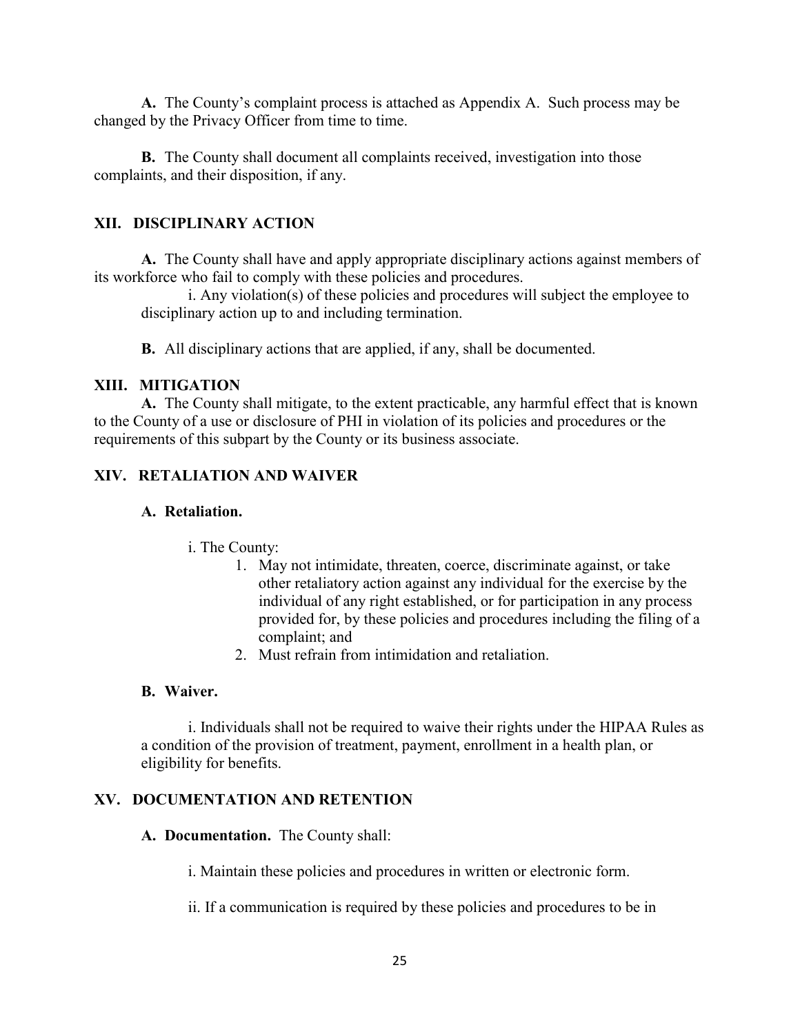**A.** The County's complaint process is attached as Appendix A. Such process may be changed by the Privacy Officer from time to time.

**B.** The County shall document all complaints received, investigation into those complaints, and their disposition, if any.

## XII. DISCIPLINARY ACTION

**A.** The County shall have and apply appropriate disciplinary actions against members of its workforce who fail to comply with these policies and procedures.

i. Any violation(s) of these policies and procedures will subject the employee to disciplinary action up to and including termination.

**B.** All disciplinary actions that are applied, if any, shall be documented.

## XIII. MITIGATION

**A.** The County shall mitigate, to the extent practicable, any harmful effect that is known to the County of a use or disclosure of PHI in violation of its policies and procedures or the requirements of this subpart by the County or its business associate.

## XIV. RETALIATION AND WAIVER

### A. Retaliation.

i. The County:

1. May not intimidate, threaten, coerce, discriminate against, or take other retaliatory action against any individual for the exercise by the individual of any right established, or for participation in any process provided for, by these policies and procedures including the filing of a complaint; and
2. Must refrain from intimidation and retaliation.

### B. Waiver.

i. Individuals shall not be required to waive their rights under the HIPAA Rules as a condition of the provision of treatment, payment, enrollment in a health plan, or eligibility for benefits.

## XV. DOCUMENTATION AND RETENTION

**A. Documentation.** The County shall:

i. Maintain these policies and procedures in written or electronic form.

ii. If a communication is required by these policies and procedures to be in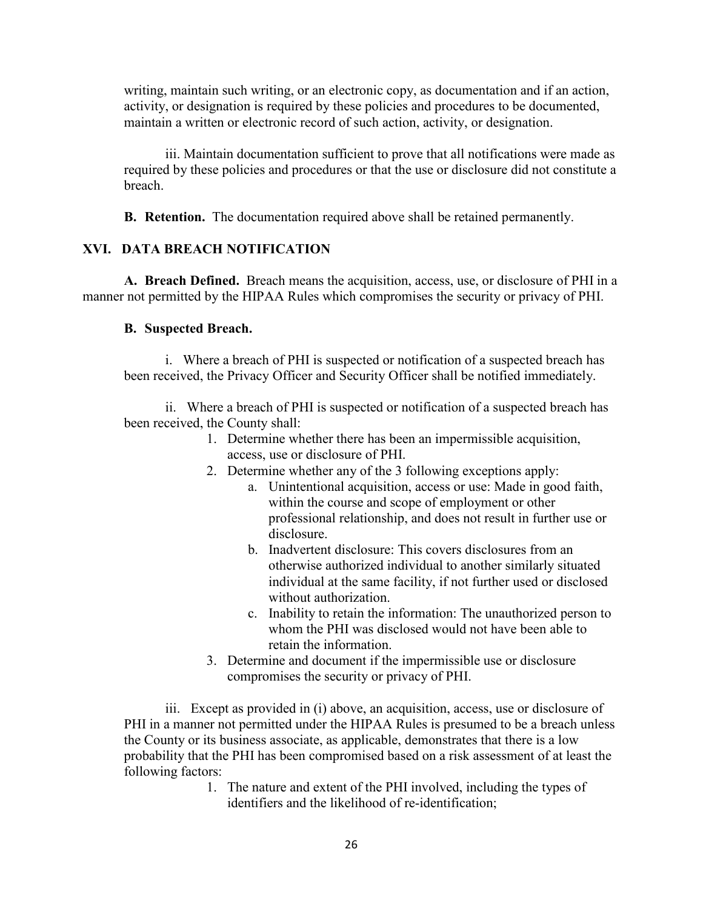writing, maintain such writing, or an electronic copy, as documentation and if an action, activity, or designation is required by these policies and procedures to be documented, maintain a written or electronic record of such action, activity, or designation.

iii. Maintain documentation sufficient to prove that all notifications were made as required by these policies and procedures or that the use or disclosure did not constitute a breach.

**B. Retention.** The documentation required above shall be retained permanently.

## XVI. DATA BREACH NOTIFICATION

**A. Breach Defined.** Breach means the acquisition, access, use, or disclosure of PHI in a manner not permitted by the HIPAA Rules which compromises the security or privacy of PHI.

**B. Suspected Breach.**

i. Where a breach of PHI is suspected or notification of a suspected breach has been received, the Privacy Officer and Security Officer shall be notified immediately.

ii. Where a breach of PHI is suspected or notification of a suspected breach has been received, the County shall:

1. Determine whether there has been an impermissible acquisition, access, use or disclosure of PHI.
2. Determine whether any of the 3 following exceptions apply:
   a. Unintentional acquisition, access or use: Made in good faith, within the course and scope of employment or other professional relationship, and does not result in further use or disclosure.
   b. Inadvertent disclosure: This covers disclosures from an otherwise authorized individual to another similarly situated individual at the same facility, if not further used or disclosed without authorization.
   c. Inability to retain the information: The unauthorized person to whom the PHI was disclosed would not have been able to retain the information.
3. Determine and document if the impermissible use or disclosure compromises the security or privacy of PHI.

iii. Except as provided in (i) above, an acquisition, access, use or disclosure of PHI in a manner not permitted under the HIPAA Rules is presumed to be a breach unless the County or its business associate, as applicable, demonstrates that there is a low probability that the PHI has been compromised based on a risk assessment of at least the following factors:

1. The nature and extent of the PHI involved, including the types of identifiers and the likelihood of re-identification;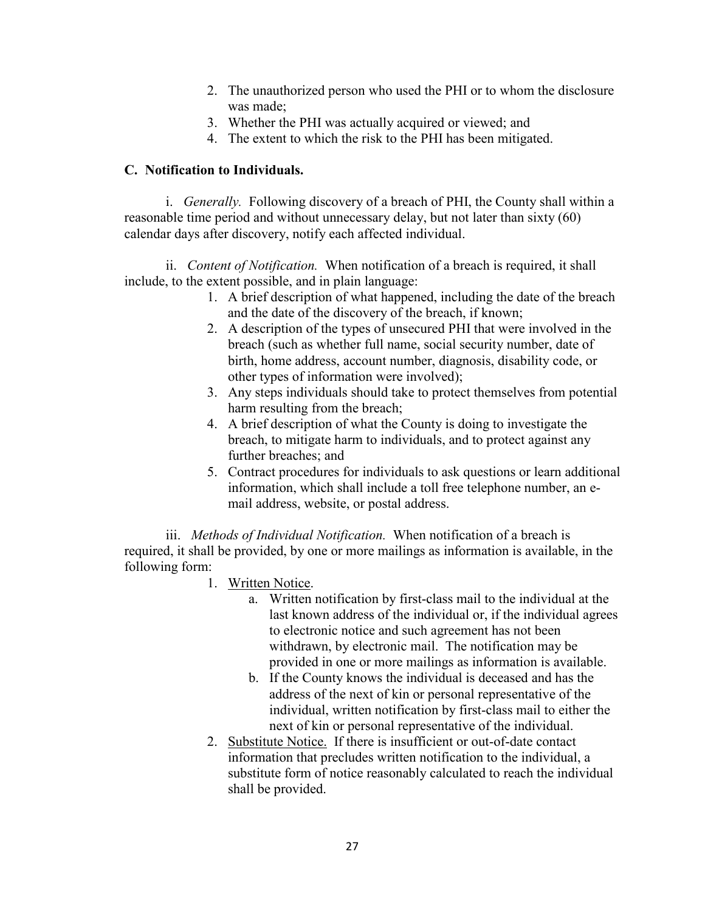2. The unauthorized person who used the PHI or to whom the disclosure was made;
3. Whether the PHI was actually acquired or viewed; and
4. The extent to which the risk to the PHI has been mitigated.

**C. Notification to Individuals.**

i. *Generally.* Following discovery of a breach of PHI, the County shall within a reasonable time period and without unnecessary delay, but not later than sixty (60) calendar days after discovery, notify each affected individual.

ii. *Content of Notification.* When notification of a breach is required, it shall include, to the extent possible, and in plain language:

1. A brief description of what happened, including the date of the breach and the date of the discovery of the breach, if known;
2. A description of the types of unsecured PHI that were involved in the breach (such as whether full name, social security number, date of birth, home address, account number, diagnosis, disability code, or other types of information were involved);
3. Any steps individuals should take to protect themselves from potential harm resulting from the breach;
4. A brief description of what the County is doing to investigate the breach, to mitigate harm to individuals, and to protect against any further breaches; and
5. Contract procedures for individuals to ask questions or learn additional information, which shall include a toll free telephone number, an e-mail address, website, or postal address.

iii. *Methods of Individual Notification.* When notification of a breach is required, it shall be provided, by one or more mailings as information is available, in the following form:

1. Written Notice.
   a. Written notification by first-class mail to the individual at the last known address of the individual or, if the individual agrees to electronic notice and such agreement has not been withdrawn, by electronic mail. The notification may be provided in one or more mailings as information is available.
   b. If the County knows the individual is deceased and has the address of the next of kin or personal representative of the individual, written notification by first-class mail to either the next of kin or personal representative of the individual.
2. Substitute Notice. If there is insufficient or out-of-date contact information that precludes written notification to the individual, a substitute form of notice reasonably calculated to reach the individual shall be provided.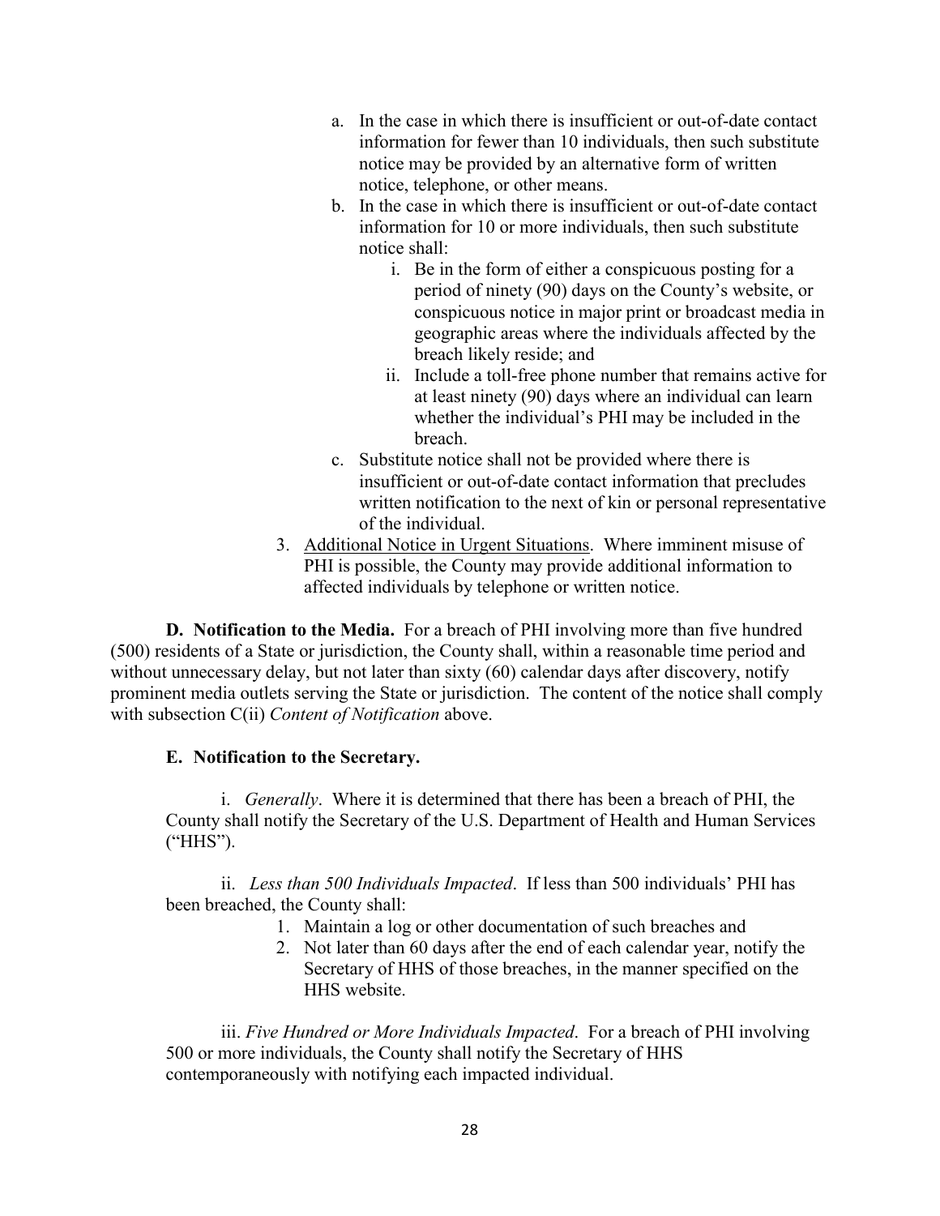a. In the case in which there is insufficient or out-of-date contact information for fewer than 10 individuals, then such substitute notice may be provided by an alternative form of written notice, telephone, or other means.
b. In the case in which there is insufficient or out-of-date contact information for 10 or more individuals, then such substitute notice shall:
    i. Be in the form of either a conspicuous posting for a period of ninety (90) days on the County's website, or conspicuous notice in major print or broadcast media in geographic areas where the individuals affected by the breach likely reside; and
    ii. Include a toll-free phone number that remains active for at least ninety (90) days where an individual can learn whether the individual's PHI may be included in the breach.
c. Substitute notice shall not be provided where there is insufficient or out-of-date contact information that precludes written notification to the next of kin or personal representative of the individual.

3. <u>Additional Notice in Urgent Situations</u>. Where imminent misuse of PHI is possible, the County may provide additional information to affected individuals by telephone or written notice.

**D. Notification to the Media.** For a breach of PHI involving more than five hundred (500) residents of a State or jurisdiction, the County shall, within a reasonable time period and without unnecessary delay, but not later than sixty (60) calendar days after discovery, notify prominent media outlets serving the State or jurisdiction. The content of the notice shall comply with subsection C(ii) *Content of Notification* above.

**E. Notification to the Secretary.**

i. *Generally*. Where it is determined that there has been a breach of PHI, the County shall notify the Secretary of the U.S. Department of Health and Human Services ("HHS").

ii. *Less than 500 Individuals Impacted*. If less than 500 individuals' PHI has been breached, the County shall:

1. Maintain a log or other documentation of such breaches and
2. Not later than 60 days after the end of each calendar year, notify the Secretary of HHS of those breaches, in the manner specified on the HHS website.

iii. *Five Hundred or More Individuals Impacted*. For a breach of PHI involving 500 or more individuals, the County shall notify the Secretary of HHS contemporaneously with notifying each impacted individual.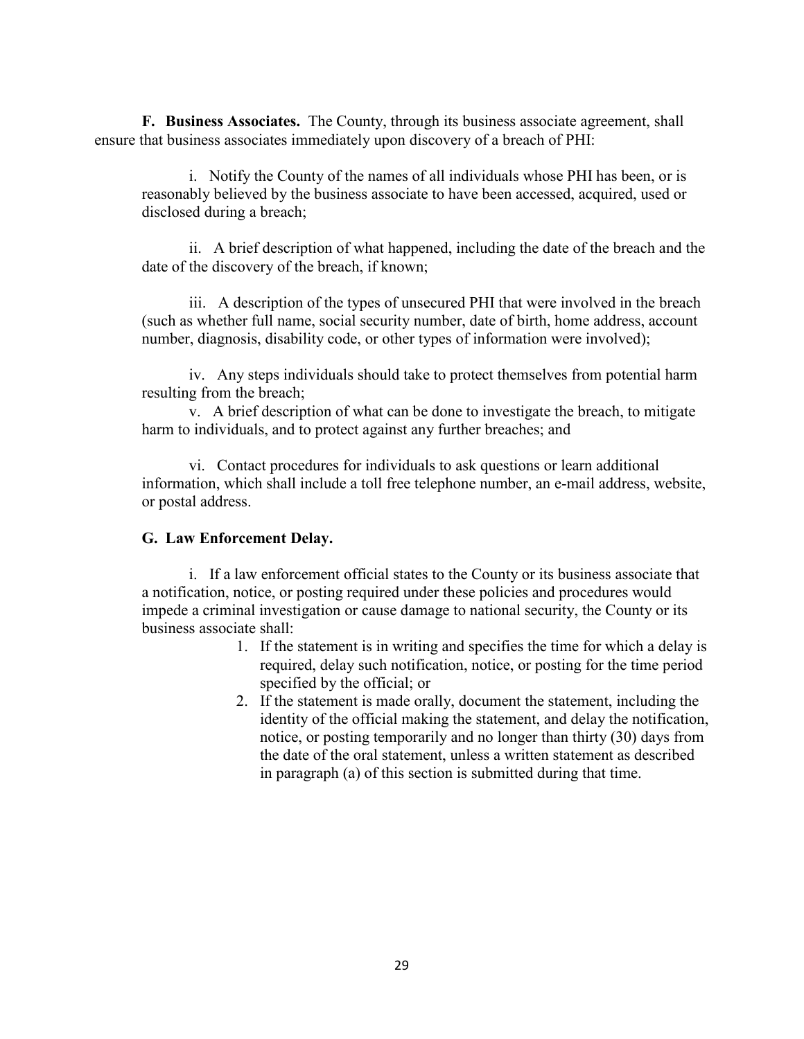**F. Business Associates.** The County, through its business associate agreement, shall ensure that business associates immediately upon discovery of a breach of PHI:

i. Notify the County of the names of all individuals whose PHI has been, or is reasonably believed by the business associate to have been accessed, acquired, used or disclosed during a breach;

ii. A brief description of what happened, including the date of the breach and the date of the discovery of the breach, if known;

iii. A description of the types of unsecured PHI that were involved in the breach (such as whether full name, social security number, date of birth, home address, account number, diagnosis, disability code, or other types of information were involved);

iv. Any steps individuals should take to protect themselves from potential harm resulting from the breach;

v. A brief description of what can be done to investigate the breach, to mitigate harm to individuals, and to protect against any further breaches; and

vi. Contact procedures for individuals to ask questions or learn additional information, which shall include a toll free telephone number, an e-mail address, website, or postal address.

**G. Law Enforcement Delay.**

i. If a law enforcement official states to the County or its business associate that a notification, notice, or posting required under these policies and procedures would impede a criminal investigation or cause damage to national security, the County or its business associate shall:

1. If the statement is in writing and specifies the time for which a delay is required, delay such notification, notice, or posting for the time period specified by the official; or
2. If the statement is made orally, document the statement, including the identity of the official making the statement, and delay the notification, notice, or posting temporarily and no longer than thirty (30) days from the date of the oral statement, unless a written statement as described in paragraph (a) of this section is submitted during that time.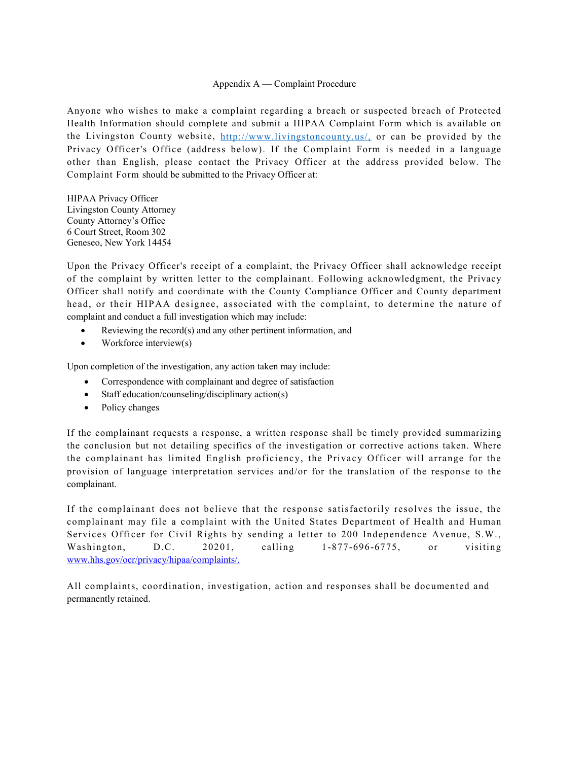## Appendix A — Complaint Procedure

Anyone who wishes to make a complaint regarding a breach or suspected breach of Protected Health Information should complete and submit a HIPAA Complaint Form which is available on the Livingston County website, http://www.livingstoncounty.us/, or can be provided by the Privacy Officer's Office (address below). If the Complaint Form is needed in a language other than English, please contact the Privacy Officer at the address provided below. The Complaint Form should be submitted to the Privacy Officer at:

HIPAA Privacy Officer
Livingston County Attorney
County Attorney's Office
6 Court Street, Room 302
Geneseo, New York 14454

Upon the Privacy Officer's receipt of a complaint, the Privacy Officer shall acknowledge receipt of the complaint by written letter to the complainant. Following acknowledgment, the Privacy Officer shall notify and coordinate with the County Compliance Officer and County department head, or their HIPAA designee, associated with the complaint, to determine the nature of complaint and conduct a full investigation which may include:

- Reviewing the record(s) and any other pertinent information, and
- Workforce interview(s)

Upon completion of the investigation, any action taken may include:

- Correspondence with complainant and degree of satisfaction
- Staff education/counseling/disciplinary action(s)
- Policy changes

If the complainant requests a response, a written response shall be timely provided summarizing the conclusion but not detailing specifics of the investigation or corrective actions taken. Where the complainant has limited English proficiency, the Privacy Officer will arrange for the provision of language interpretation services and/or for the translation of the response to the complainant.

If the complainant does not believe that the response satisfactorily resolves the issue, the complainant may file a complaint with the United States Department of Health and Human Services Officer for Civil Rights by sending a letter to 200 Independence Avenue, S.W., Washington, D.C. 20201, calling 1-877-696-6775, or visiting www.hhs.gov/ocr/privacy/hipaa/complaints/.

All complaints, coordination, investigation, action and responses shall be documented and permanently retained.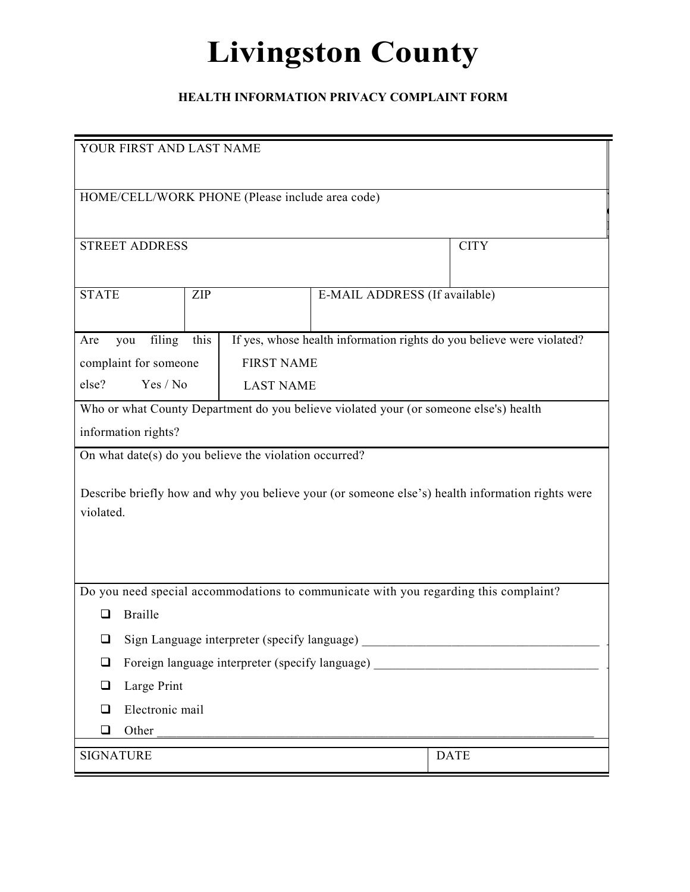# Livingston County

**HEALTH INFORMATION PRIVACY COMPLAINT FORM**

| | | | |
|---|---|---|---|
| YOUR FIRST AND LAST NAME | | | |
| HOME/CELL/WORK PHONE (Please include area code) | | | |
| STREET ADDRESS | | | CITY |
| STATE | ZIP | E-MAIL ADDRESS (If available) | |
| Are you filing this complaint for someone else? Yes / No | If yes, whose health information rights do you believe were violated?<br>FIRST NAME<br>LAST NAME | | |
| Who or what County Department do you believe violated your (or someone else's) health information rights? | | | |
| On what date(s) do you believe the violation occurred?<br><br>Describe briefly how and why you believe your (or someone else's) health information rights were violated. | | | |

Do you need special accommodations to communicate with you regarding this complaint?

- ☐ Braille
- ☐ Sign Language interpreter (specify language) ______________________________
- ☐ Foreign language interpreter (specify language) ______________________________
- ☐ Large Print
- ☐ Electronic mail
- ☐ Other ______________________________________________________________

| | |
|---|---|
| SIGNATURE | DATE |